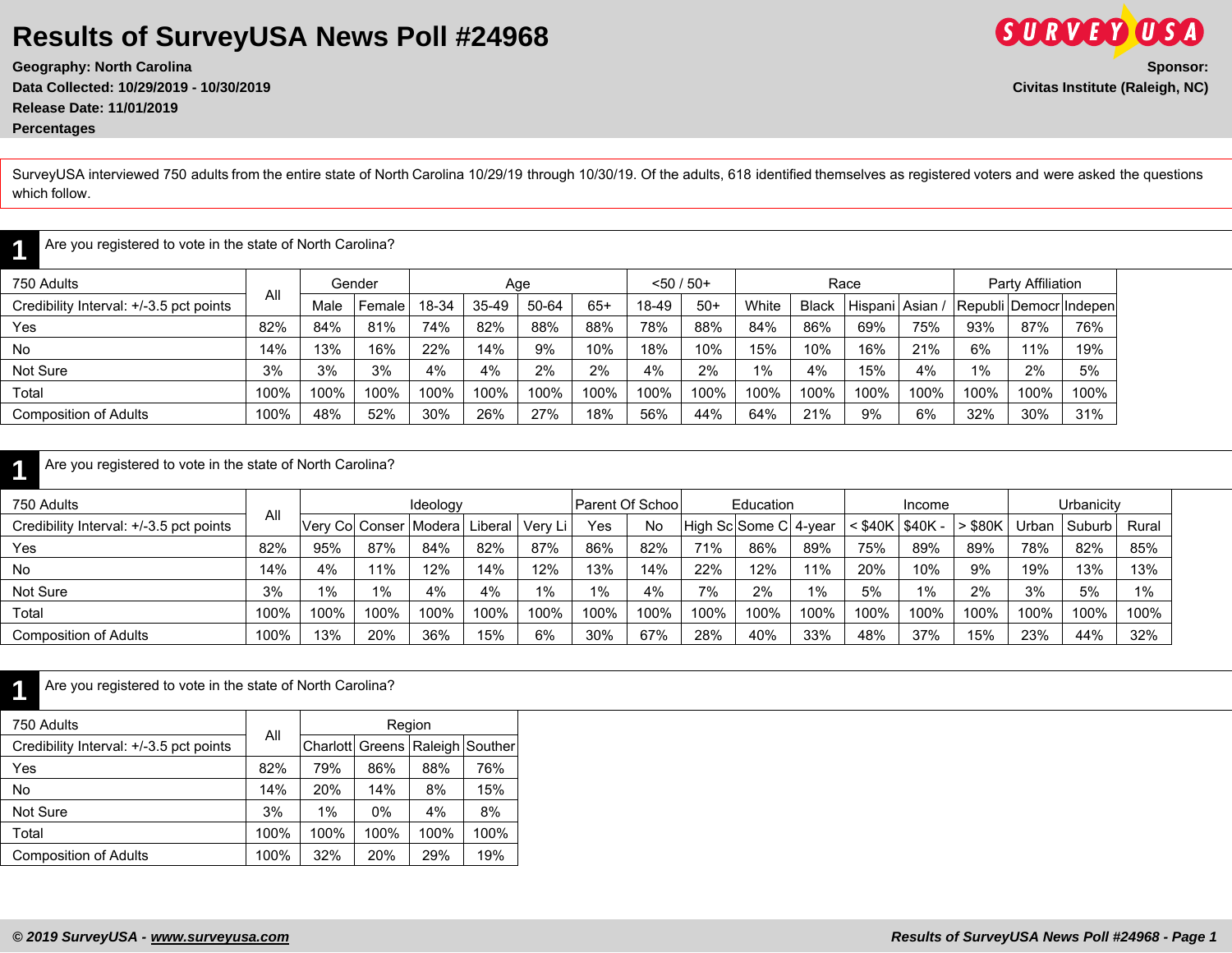# Results of SurveyUSA News Poll #24968

**Geography: North Carolina**
**Data Collected: 10/29/2019 - 10/30/2019**
**Release Date: 11/01/2019**
**Percentages**

**Sponsor:**
**Civitas Institute (Raleigh, NC)**

SurveyUSA interviewed 750 adults from the entire state of North Carolina 10/29/19 through 10/30/19. Of the adults, 618 identified themselves as registered voters and were asked the questions which follow.

## 1 Are you registered to vote in the state of North Carolina?

| 750 Adults | All | Gender | | Age | | | | <50 / 50+ | | Race | | | | Party Affiliation | | |
|---|---|---|---|---|---|---|---|---|---|---|---|---|---|---|---|---|
| Credibility Interval: +/-3.5 pct points | | Male | Female | 18-34 | 35-49 | 50-64 | 65+ | 18-49 | 50+ | White | Black | Hispani | Asian / | Republi | Democr | Indepen |
| Yes | 82% | 84% | 81% | 74% | 82% | 88% | 88% | 78% | 88% | 84% | 86% | 69% | 75% | 93% | 87% | 76% |
| No | 14% | 13% | 16% | 22% | 14% | 9% | 10% | 18% | 10% | 15% | 10% | 16% | 21% | 6% | 11% | 19% |
| Not Sure | 3% | 3% | 3% | 4% | 4% | 2% | 2% | 4% | 2% | 1% | 4% | 15% | 4% | 1% | 2% | 5% |
| Total | 100% | 100% | 100% | 100% | 100% | 100% | 100% | 100% | 100% | 100% | 100% | 100% | 100% | 100% | 100% | 100% |
| Composition of Adults | 100% | 48% | 52% | 30% | 26% | 27% | 18% | 56% | 44% | 64% | 21% | 9% | 6% | 32% | 30% | 31% |

## 1 Are you registered to vote in the state of North Carolina?

| 750 Adults | All | Ideology | | | | | Parent Of Schoo | | Education | | | Income | | | Urbanicity | | |
|---|---|---|---|---|---|---|---|---|---|---|---|---|---|---|---|---|---|
| Credibility Interval: +/-3.5 pct points | | Very Co | Conser | Modera | Liberal | Very Li | Yes | No | High Sc | Some C | 4-year | < $40K | $40K - | > $80K | Urban | Suburb | Rural |
| Yes | 82% | 95% | 87% | 84% | 82% | 87% | 86% | 82% | 71% | 86% | 89% | 75% | 89% | 89% | 78% | 82% | 85% |
| No | 14% | 4% | 11% | 12% | 14% | 12% | 13% | 14% | 22% | 12% | 11% | 20% | 10% | 9% | 19% | 13% | 13% |
| Not Sure | 3% | 1% | 1% | 4% | 4% | 1% | 1% | 4% | 7% | 2% | 1% | 5% | 1% | 2% | 3% | 5% | 1% |
| Total | 100% | 100% | 100% | 100% | 100% | 100% | 100% | 100% | 100% | 100% | 100% | 100% | 100% | 100% | 100% | 100% | 100% |
| Composition of Adults | 100% | 13% | 20% | 36% | 15% | 6% | 30% | 67% | 28% | 40% | 33% | 48% | 37% | 15% | 23% | 44% | 32% |

## 1 Are you registered to vote in the state of North Carolina?

| 750 Adults | All | Region | | | |
|---|---|---|---|---|---|
| Credibility Interval: +/-3.5 pct points | | Charlott | Greens | Raleigh | Souther |
| Yes | 82% | 79% | 86% | 88% | 76% |
| No | 14% | 20% | 14% | 8% | 15% |
| Not Sure | 3% | 1% | 0% | 4% | 8% |
| Total | 100% | 100% | 100% | 100% | 100% |
| Composition of Adults | 100% | 32% | 20% | 29% | 19% |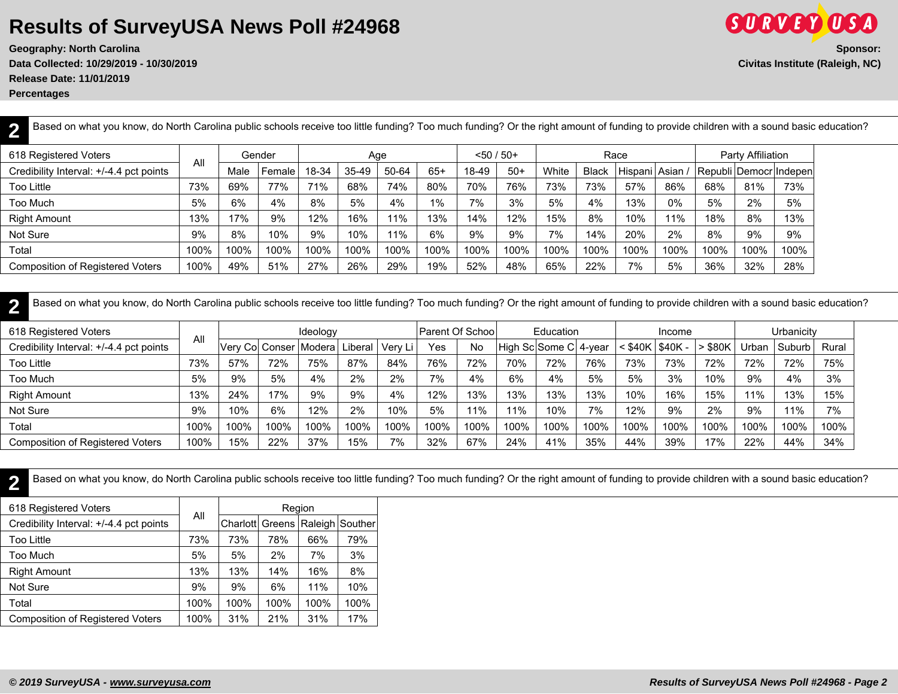# Results of SurveyUSA News Poll #24968

**Geography: North Carolina**
**Data Collected: 10/29/2019 - 10/30/2019**
**Release Date: 11/01/2019**
**Percentages**

**Sponsor:**
**Civitas Institute (Raleigh, NC)**

**2** Based on what you know, do North Carolina public schools receive too little funding? Too much funding? Or the right amount of funding to provide children with a sound basic education?

| 618 Registered Voters | All | Gender | | Age | | | | <50 / 50+ | | Race | | | | Party Affiliation | | |
|---|---|---|---|---|---|---|---|---|---|---|---|---|---|---|---|---|
| Credibility Interval: +/-4.4 pct points | | Male | Female | 18-34 | 35-49 | 50-64 | 65+ | 18-49 | 50+ | White | Black | Hispani | Asian / | Republi | Democr | Indepen |
| Too Little | 73% | 69% | 77% | 71% | 68% | 74% | 80% | 70% | 76% | 73% | 73% | 57% | 86% | 68% | 81% | 73% |
| Too Much | 5% | 6% | 4% | 8% | 5% | 4% | 1% | 7% | 3% | 5% | 4% | 13% | 0% | 5% | 2% | 5% |
| Right Amount | 13% | 17% | 9% | 12% | 16% | 11% | 13% | 14% | 12% | 15% | 8% | 10% | 11% | 18% | 8% | 13% |
| Not Sure | 9% | 8% | 10% | 9% | 10% | 11% | 6% | 9% | 9% | 7% | 14% | 20% | 2% | 8% | 9% | 9% |
| Total | 100% | 100% | 100% | 100% | 100% | 100% | 100% | 100% | 100% | 100% | 100% | 100% | 100% | 100% | 100% | 100% |
| Composition of Registered Voters | 100% | 49% | 51% | 27% | 26% | 29% | 19% | 52% | 48% | 65% | 22% | 7% | 5% | 36% | 32% | 28% |

**2** Based on what you know, do North Carolina public schools receive too little funding? Too much funding? Or the right amount of funding to provide children with a sound basic education?

| 618 Registered Voters | All | Ideology | | | | | Parent Of Schoo | | Education | | | Income | | | Urbanicity | | |
|---|---|---|---|---|---|---|---|---|---|---|---|---|---|---|---|---|---|
| Credibility Interval: +/-4.4 pct points | | Very Co | Conser | Modera | Liberal | Very Li | Yes | No | High Sc | Some C | 4-year | < $40K | $40K - | > $80K | Urban | Suburb | Rural |
| Too Little | 73% | 57% | 72% | 75% | 87% | 84% | 76% | 72% | 70% | 72% | 76% | 73% | 73% | 72% | 72% | 72% | 75% |
| Too Much | 5% | 9% | 5% | 4% | 2% | 2% | 7% | 4% | 6% | 4% | 5% | 5% | 3% | 10% | 9% | 4% | 3% |
| Right Amount | 13% | 24% | 17% | 9% | 9% | 4% | 12% | 13% | 13% | 13% | 13% | 10% | 16% | 15% | 11% | 13% | 15% |
| Not Sure | 9% | 10% | 6% | 12% | 2% | 10% | 5% | 11% | 11% | 10% | 7% | 12% | 9% | 2% | 9% | 11% | 7% |
| Total | 100% | 100% | 100% | 100% | 100% | 100% | 100% | 100% | 100% | 100% | 100% | 100% | 100% | 100% | 100% | 100% | 100% |
| Composition of Registered Voters | 100% | 15% | 22% | 37% | 15% | 7% | 32% | 67% | 24% | 41% | 35% | 44% | 39% | 17% | 22% | 44% | 34% |

**2** Based on what you know, do North Carolina public schools receive too little funding? Too much funding? Or the right amount of funding to provide children with a sound basic education?

| 618 Registered Voters | All | Region | | | |
|---|---|---|---|---|---|
| Credibility Interval: +/-4.4 pct points | | Charlott | Greens | Raleigh | Souther |
| Too Little | 73% | 73% | 78% | 66% | 79% |
| Too Much | 5% | 5% | 2% | 7% | 3% |
| Right Amount | 13% | 13% | 14% | 16% | 8% |
| Not Sure | 9% | 9% | 6% | 11% | 10% |
| Total | 100% | 100% | 100% | 100% | 100% |
| Composition of Registered Voters | 100% | 31% | 21% | 31% | 17% |

*© 2019 SurveyUSA - www.surveyusa.com*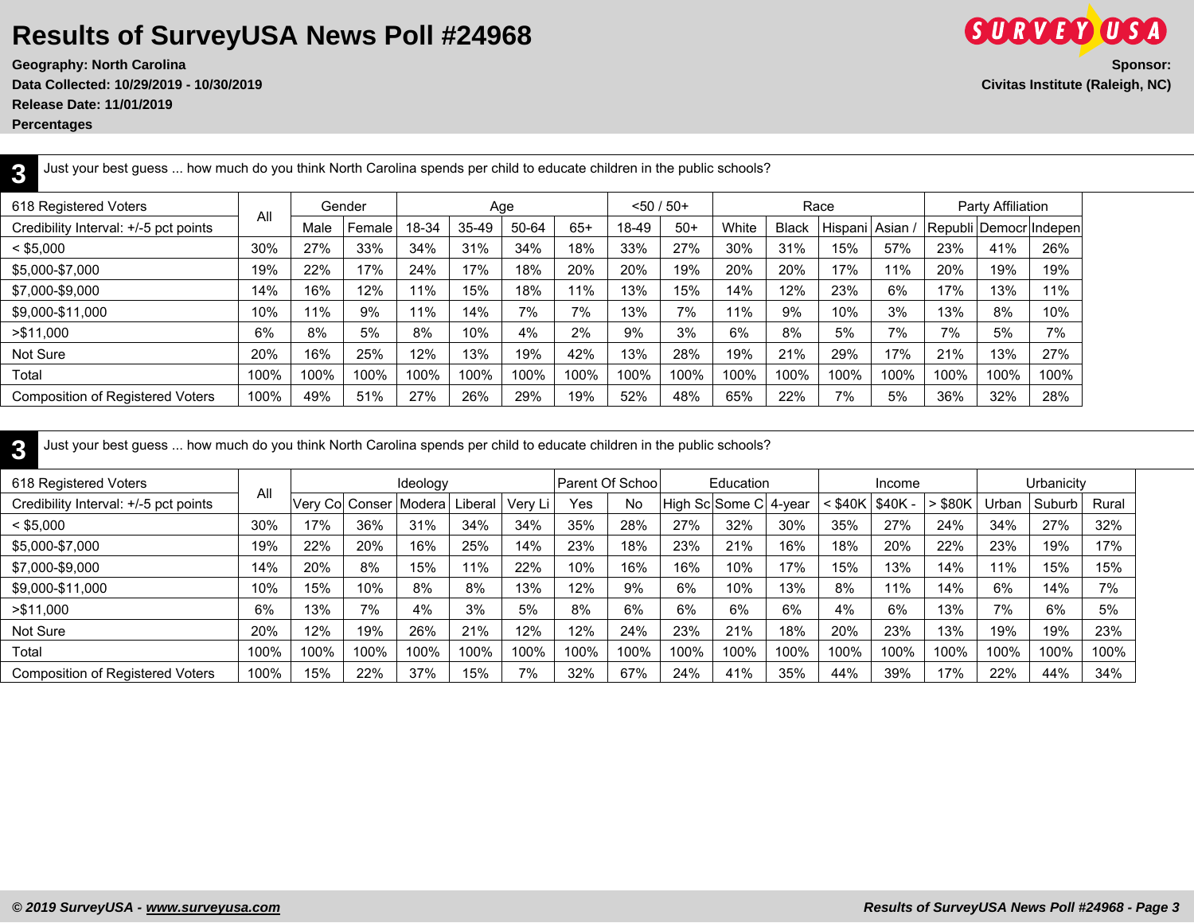# Results of SurveyUSA News Poll #24968

**Geography: North Carolina**
**Data Collected: 10/29/2019 - 10/30/2019**
**Release Date: 11/01/2019**
**Percentages**

**Sponsor:**
**Civitas Institute (Raleigh, NC)**

## 3

Just your best guess ... how much do you think North Carolina spends per child to educate children in the public schools?

| 618 Registered Voters | All | Gender | | Age | | | | <50 / 50+ | | Race | | | | Party Affiliation | | |
|---|---|---|---|---|---|---|---|---|---|---|---|---|---|---|---|---|
| Credibility Interval: +/-5 pct points | | Male | Female | 18-34 | 35-49 | 50-64 | 65+ | 18-49 | 50+ | White | Black | Hispani | Asian / | Republi | Democr | Indepen |
| < $5,000 | 30% | 27% | 33% | 34% | 31% | 34% | 18% | 33% | 27% | 30% | 31% | 15% | 57% | 23% | 41% | 26% |
| $5,000-$7,000 | 19% | 22% | 17% | 24% | 17% | 18% | 20% | 20% | 19% | 20% | 20% | 17% | 11% | 20% | 19% | 19% |
| $7,000-$9,000 | 14% | 16% | 12% | 11% | 15% | 18% | 11% | 13% | 15% | 14% | 12% | 23% | 6% | 17% | 13% | 11% |
| $9,000-$11,000 | 10% | 11% | 9% | 11% | 14% | 7% | 7% | 13% | 7% | 11% | 9% | 10% | 3% | 13% | 8% | 10% |
| >$11,000 | 6% | 8% | 5% | 8% | 10% | 4% | 2% | 9% | 3% | 6% | 8% | 5% | 7% | 7% | 5% | 7% |
| Not Sure | 20% | 16% | 25% | 12% | 13% | 19% | 42% | 13% | 28% | 19% | 21% | 29% | 17% | 21% | 13% | 27% |
| Total | 100% | 100% | 100% | 100% | 100% | 100% | 100% | 100% | 100% | 100% | 100% | 100% | 100% | 100% | 100% | 100% |
| Composition of Registered Voters | 100% | 49% | 51% | 27% | 26% | 29% | 19% | 52% | 48% | 65% | 22% | 7% | 5% | 36% | 32% | 28% |

## 3

Just your best guess ... how much do you think North Carolina spends per child to educate children in the public schools?

| 618 Registered Voters | All | Ideology | | | | | Parent Of Schoo | | Education | | | Income | | | Urbanicity | | |
|---|---|---|---|---|---|---|---|---|---|---|---|---|---|---|---|---|---|
| Credibility Interval: +/-5 pct points | | Very Co | Conser | Modera | Liberal | Very Li | Yes | No | High Sc | Some C | 4-year | < $40K | $40K - | > $80K | Urban | Suburb | Rural |
| < $5,000 | 30% | 17% | 36% | 31% | 34% | 34% | 35% | 28% | 27% | 32% | 30% | 35% | 27% | 24% | 34% | 27% | 32% |
| $5,000-$7,000 | 19% | 22% | 20% | 16% | 25% | 14% | 23% | 18% | 23% | 21% | 16% | 18% | 20% | 22% | 23% | 19% | 17% |
| $7,000-$9,000 | 14% | 20% | 8% | 15% | 11% | 22% | 10% | 16% | 16% | 10% | 17% | 15% | 13% | 14% | 11% | 15% | 15% |
| $9,000-$11,000 | 10% | 15% | 10% | 8% | 8% | 13% | 12% | 9% | 6% | 10% | 13% | 8% | 11% | 14% | 6% | 14% | 7% |
| >$11,000 | 6% | 13% | 7% | 4% | 3% | 5% | 8% | 6% | 6% | 6% | 6% | 4% | 6% | 13% | 7% | 6% | 5% |
| Not Sure | 20% | 12% | 19% | 26% | 21% | 12% | 12% | 24% | 23% | 21% | 18% | 20% | 23% | 13% | 19% | 19% | 23% |
| Total | 100% | 100% | 100% | 100% | 100% | 100% | 100% | 100% | 100% | 100% | 100% | 100% | 100% | 100% | 100% | 100% | 100% |
| Composition of Registered Voters | 100% | 15% | 22% | 37% | 15% | 7% | 32% | 67% | 24% | 41% | 35% | 44% | 39% | 17% | 22% | 44% | 34% |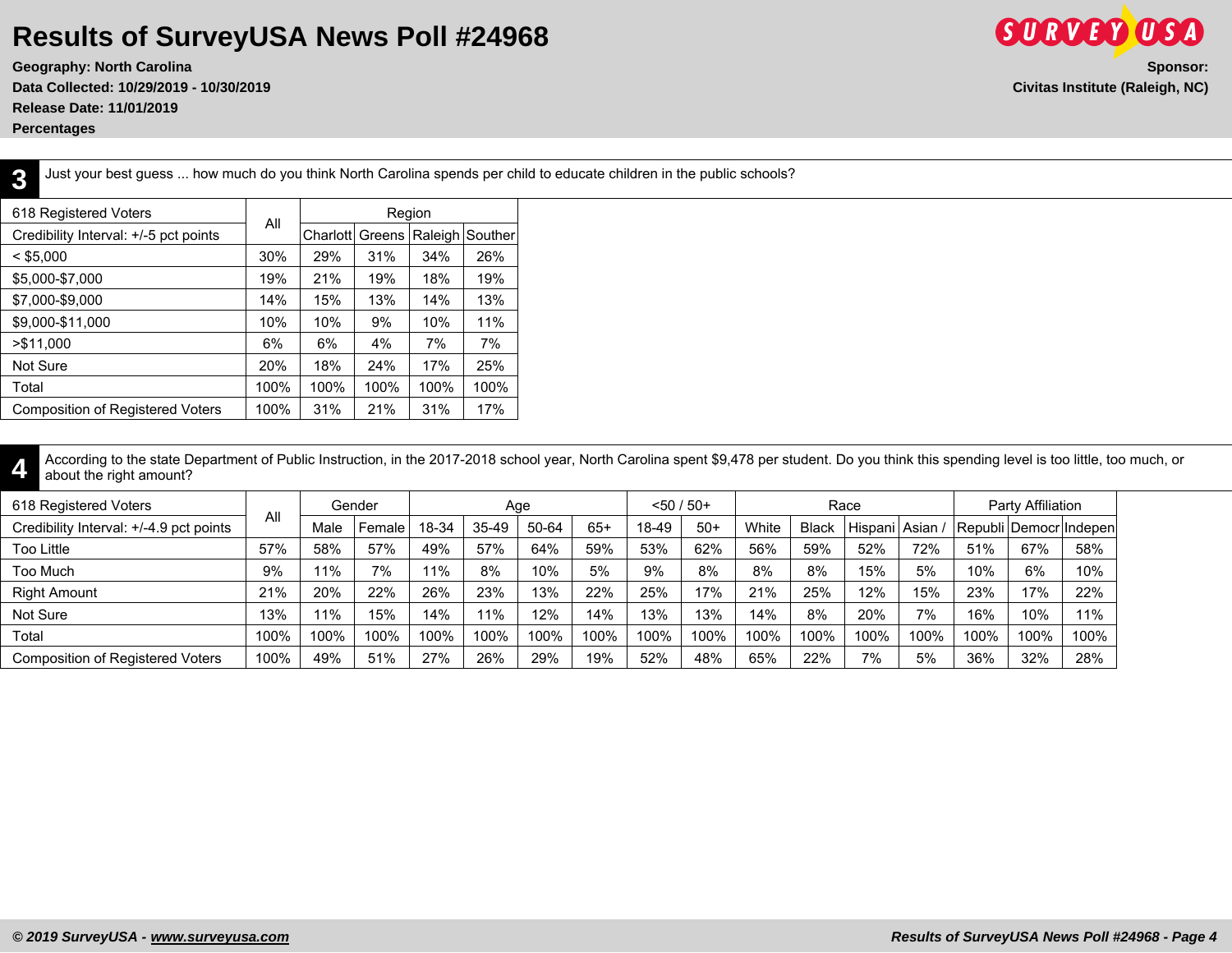# Results of SurveyUSA News Poll #24968

**Geography: North Carolina**
**Data Collected: 10/29/2019 - 10/30/2019**
**Release Date: 11/01/2019**
**Percentages**

**Sponsor:**
**Civitas Institute (Raleigh, NC)**

## 3

Just your best guess ... how much do you think North Carolina spends per child to educate children in the public schools?

| 618 Registered Voters | All | Region | | | |
|---|---|---|---|---|---|
| Credibility Interval: +/-5 pct points | | Charlott | Greens | Raleigh | Souther |
| < $5,000 | 30% | 29% | 31% | 34% | 26% |
| $5,000-$7,000 | 19% | 21% | 19% | 18% | 19% |
| $7,000-$9,000 | 14% | 15% | 13% | 14% | 13% |
| $9,000-$11,000 | 10% | 10% | 9% | 10% | 11% |
| >$11,000 | 6% | 6% | 4% | 7% | 7% |
| Not Sure | 20% | 18% | 24% | 17% | 25% |
| Total | 100% | 100% | 100% | 100% | 100% |
| Composition of Registered Voters | 100% | 31% | 21% | 31% | 17% |

## 4

According to the state Department of Public Instruction, in the 2017-2018 school year, North Carolina spent $9,478 per student. Do you think this spending level is too little, too much, or about the right amount?

| 618 Registered Voters | All | Gender | | Age | | | | <50 / 50+ | | Race | | | | Party Affiliation | | |
|---|---|---|---|---|---|---|---|---|---|---|---|---|---|---|---|---|
| Credibility Interval: +/-4.9 pct points | | Male | Female | 18-34 | 35-49 | 50-64 | 65+ | 18-49 | 50+ | White | Black | Hispani | Asian / | Republi | Democr | Indepen |
| Too Little | 57% | 58% | 57% | 49% | 57% | 64% | 59% | 53% | 62% | 56% | 59% | 52% | 72% | 51% | 67% | 58% |
| Too Much | 9% | 11% | 7% | 11% | 8% | 10% | 5% | 9% | 8% | 8% | 8% | 15% | 5% | 10% | 6% | 10% |
| Right Amount | 21% | 20% | 22% | 26% | 23% | 13% | 22% | 25% | 17% | 21% | 25% | 12% | 15% | 23% | 17% | 22% |
| Not Sure | 13% | 11% | 15% | 14% | 11% | 12% | 14% | 13% | 13% | 14% | 8% | 20% | 7% | 16% | 10% | 11% |
| Total | 100% | 100% | 100% | 100% | 100% | 100% | 100% | 100% | 100% | 100% | 100% | 100% | 100% | 100% | 100% | 100% |
| Composition of Registered Voters | 100% | 49% | 51% | 27% | 26% | 29% | 19% | 52% | 48% | 65% | 22% | 7% | 5% | 36% | 32% | 28% |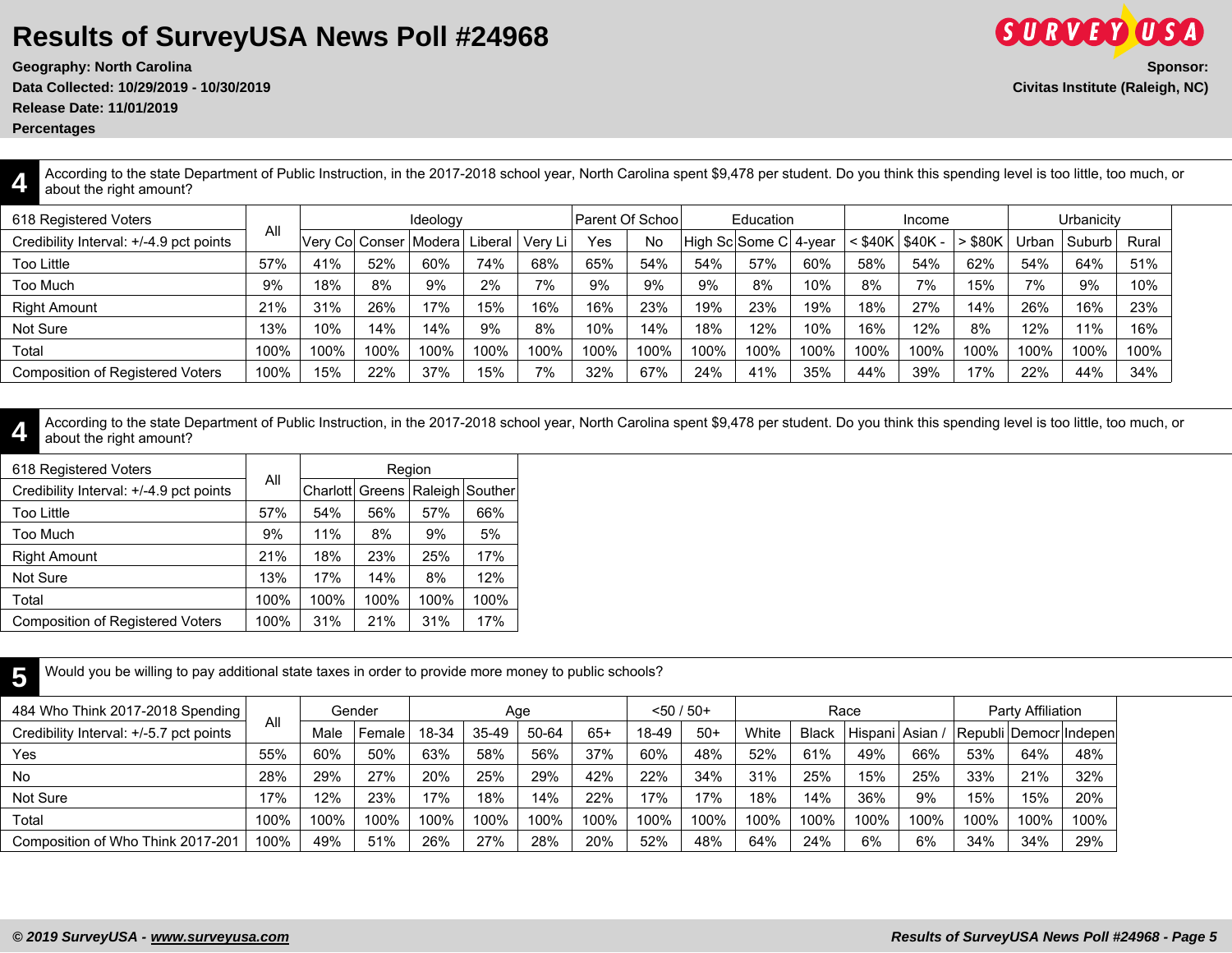# Results of SurveyUSA News Poll #24968

**Geography: North Carolina**
**Data Collected: 10/29/2019 - 10/30/2019**
**Release Date: 11/01/2019**
**Percentages**

**Sponsor:**
**Civitas Institute (Raleigh, NC)**

## 4

According to the state Department of Public Instruction, in the 2017-2018 school year, North Carolina spent $9,478 per student. Do you think this spending level is too little, too much, or about the right amount?

| 618 Registered Voters | All | Ideology | | | | | Parent Of Schoo | | Education | | | Income | | | Urbanicity | | |
|---|---|---|---|---|---|---|---|---|---|---|---|---|---|---|---|---|---|
| Credibility Interval: +/-4.9 pct points | | Very Co | Conser | Modera | Liberal | Very Li | Yes | No | High Sc | Some C | 4-year | < $40K | $40K - | > $80K | Urban | Suburb | Rural |
| Too Little | 57% | 41% | 52% | 60% | 74% | 68% | 65% | 54% | 54% | 57% | 60% | 58% | 54% | 62% | 54% | 64% | 51% |
| Too Much | 9% | 18% | 8% | 9% | 2% | 7% | 9% | 9% | 9% | 8% | 10% | 8% | 7% | 15% | 7% | 9% | 10% |
| Right Amount | 21% | 31% | 26% | 17% | 15% | 16% | 16% | 23% | 19% | 23% | 19% | 18% | 27% | 14% | 26% | 16% | 23% |
| Not Sure | 13% | 10% | 14% | 14% | 9% | 8% | 10% | 14% | 18% | 12% | 10% | 16% | 12% | 8% | 12% | 11% | 16% |
| Total | 100% | 100% | 100% | 100% | 100% | 100% | 100% | 100% | 100% | 100% | 100% | 100% | 100% | 100% | 100% | 100% | 100% |
| Composition of Registered Voters | 100% | 15% | 22% | 37% | 15% | 7% | 32% | 67% | 24% | 41% | 35% | 44% | 39% | 17% | 22% | 44% | 34% |

## 4

According to the state Department of Public Instruction, in the 2017-2018 school year, North Carolina spent $9,478 per student. Do you think this spending level is too little, too much, or about the right amount?

| 618 Registered Voters | All | Region | | | |
|---|---|---|---|---|---|
| Credibility Interval: +/-4.9 pct points | | Charlott | Greens | Raleigh | Souther |
| Too Little | 57% | 54% | 56% | 57% | 66% |
| Too Much | 9% | 11% | 8% | 9% | 5% |
| Right Amount | 21% | 18% | 23% | 25% | 17% |
| Not Sure | 13% | 17% | 14% | 8% | 12% |
| Total | 100% | 100% | 100% | 100% | 100% |
| Composition of Registered Voters | 100% | 31% | 21% | 31% | 17% |

## 5

Would you be willing to pay additional state taxes in order to provide more money to public schools?

| 484 Who Think 2017-2018 Spending | All | Gender | | Age | | | | <50 / 50+ | | Race | | | | Party Affiliation | | |
|---|---|---|---|---|---|---|---|---|---|---|---|---|---|---|---|---|
| Credibility Interval: +/-5.7 pct points | | Male | Female | 18-34 | 35-49 | 50-64 | 65+ | 18-49 | 50+ | White | Black | Hispani | Asian / | Republi | Democr | Indepen |
| Yes | 55% | 60% | 50% | 63% | 58% | 56% | 37% | 60% | 48% | 52% | 61% | 49% | 66% | 53% | 64% | 48% |
| No | 28% | 29% | 27% | 20% | 25% | 29% | 42% | 22% | 34% | 31% | 25% | 15% | 25% | 33% | 21% | 32% |
| Not Sure | 17% | 12% | 23% | 17% | 18% | 14% | 22% | 17% | 17% | 18% | 14% | 36% | 9% | 15% | 15% | 20% |
| Total | 100% | 100% | 100% | 100% | 100% | 100% | 100% | 100% | 100% | 100% | 100% | 100% | 100% | 100% | 100% | 100% |
| Composition of Who Think 2017-201 | 100% | 49% | 51% | 26% | 27% | 28% | 20% | 52% | 48% | 64% | 24% | 6% | 6% | 34% | 34% | 29% |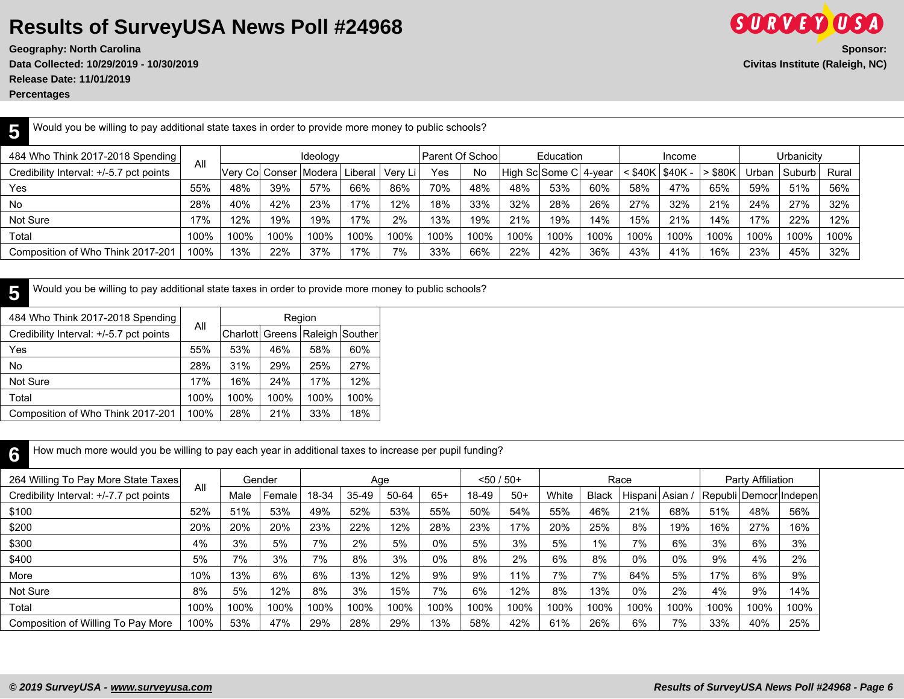# Results of SurveyUSA News Poll #24968

**Geography: North Carolina**
**Data Collected: 10/29/2019 - 10/30/2019**
**Release Date: 11/01/2019**
**Percentages**

**Sponsor:**
**Civitas Institute (Raleigh, NC)**

## 5 Would you be willing to pay additional state taxes in order to provide more money to public schools?

| 484 Who Think 2017-2018 Spending | All | Ideology | | | | | Parent Of Schoo | | Education | | | Income | | | Urbanicity | | |
|---|---|---|---|---|---|---|---|---|---|---|---|---|---|---|---|---|---|
| Credibility Interval: +/-5.7 pct points | | Very Co | Conser | Modera | Liberal | Very Li | Yes | No | High Sc | Some C | 4-year | < $40K | $40K - | > $80K | Urban | Suburb | Rural |
| Yes | 55% | 48% | 39% | 57% | 66% | 86% | 70% | 48% | 48% | 53% | 60% | 58% | 47% | 65% | 59% | 51% | 56% |
| No | 28% | 40% | 42% | 23% | 17% | 12% | 18% | 33% | 32% | 28% | 26% | 27% | 32% | 21% | 24% | 27% | 32% |
| Not Sure | 17% | 12% | 19% | 19% | 17% | 2% | 13% | 19% | 21% | 19% | 14% | 15% | 21% | 14% | 17% | 22% | 12% |
| Total | 100% | 100% | 100% | 100% | 100% | 100% | 100% | 100% | 100% | 100% | 100% | 100% | 100% | 100% | 100% | 100% | 100% |
| Composition of Who Think 2017-201 | 100% | 13% | 22% | 37% | 17% | 7% | 33% | 66% | 22% | 42% | 36% | 43% | 41% | 16% | 23% | 45% | 32% |

## 5 Would you be willing to pay additional state taxes in order to provide more money to public schools?

| 484 Who Think 2017-2018 Spending | All | Region | | | |
|---|---|---|---|---|---|
| Credibility Interval: +/-5.7 pct points | | Charlott | Greens | Raleigh | Souther |
| Yes | 55% | 53% | 46% | 58% | 60% |
| No | 28% | 31% | 29% | 25% | 27% |
| Not Sure | 17% | 16% | 24% | 17% | 12% |
| Total | 100% | 100% | 100% | 100% | 100% |
| Composition of Who Think 2017-201 | 100% | 28% | 21% | 33% | 18% |

## 6 How much more would you be willing to pay each year in additional taxes to increase per pupil funding?

| 264 Willing To Pay More State Taxes | All | Gender | | Age | | | | <50 / 50+ | | Race | | | | Party Affiliation | | |
|---|---|---|---|---|---|---|---|---|---|---|---|---|---|---|---|---|
| Credibility Interval: +/-7.7 pct points | | Male | Female | 18-34 | 35-49 | 50-64 | 65+ | 18-49 | 50+ | White | Black | Hispani | Asian / | Republi | Democr | Indepen |
| $100 | 52% | 51% | 53% | 49% | 52% | 53% | 55% | 50% | 54% | 55% | 46% | 21% | 68% | 51% | 48% | 56% |
| $200 | 20% | 20% | 20% | 23% | 22% | 12% | 28% | 23% | 17% | 20% | 25% | 8% | 19% | 16% | 27% | 16% |
| $300 | 4% | 3% | 5% | 7% | 2% | 5% | 0% | 5% | 3% | 5% | 1% | 7% | 6% | 3% | 6% | 3% |
| $400 | 5% | 7% | 3% | 7% | 8% | 3% | 0% | 8% | 2% | 6% | 8% | 0% | 0% | 9% | 4% | 2% |
| More | 10% | 13% | 6% | 6% | 13% | 12% | 9% | 9% | 11% | 7% | 7% | 64% | 5% | 17% | 6% | 9% |
| Not Sure | 8% | 5% | 12% | 8% | 3% | 15% | 7% | 6% | 12% | 8% | 13% | 0% | 2% | 4% | 9% | 14% |
| Total | 100% | 100% | 100% | 100% | 100% | 100% | 100% | 100% | 100% | 100% | 100% | 100% | 100% | 100% | 100% | 100% |
| Composition of Willing To Pay More | 100% | 53% | 47% | 29% | 28% | 29% | 13% | 58% | 42% | 61% | 26% | 6% | 7% | 33% | 40% | 25% |

*© 2019 SurveyUSA - www.surveyusa.com*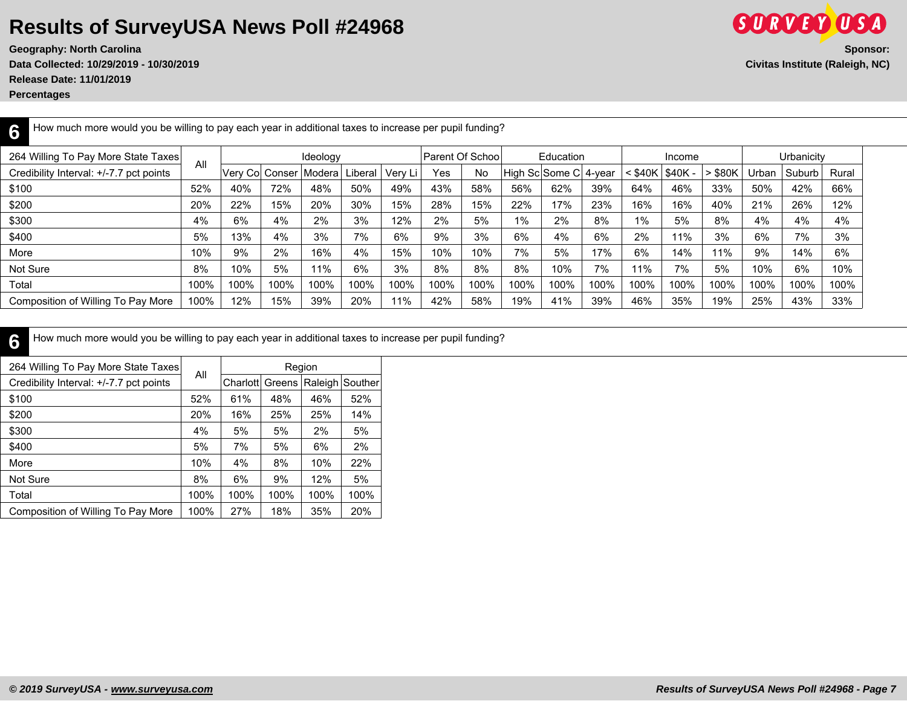# Results of SurveyUSA News Poll #24968

**Geography: North Carolina**
**Data Collected: 10/29/2019 - 10/30/2019**
**Release Date: 11/01/2019**
**Percentages**

**Sponsor:**
**Civitas Institute (Raleigh, NC)**

## 6 How much more would you be willing to pay each year in additional taxes to increase per pupil funding?

| 264 Willing To Pay More State Taxes | All | Ideology | | | | | Parent Of Schoo | | Education | | | Income | | | Urbanicity | | |
|---|---|---|---|---|---|---|---|---|---|---|---|---|---|---|---|---|---|
| Credibility Interval: +/-7.7 pct points | | Very Co | Conser | Modera | Liberal | Very Li | Yes | No | High Sc | Some C | 4-year | < $40K | $40K - | > $80K | Urban | Suburb | Rural |
| $100 | 52% | 40% | 72% | 48% | 50% | 49% | 43% | 58% | 56% | 62% | 39% | 64% | 46% | 33% | 50% | 42% | 66% |
| $200 | 20% | 22% | 15% | 20% | 30% | 15% | 28% | 15% | 22% | 17% | 23% | 16% | 16% | 40% | 21% | 26% | 12% |
| $300 | 4% | 6% | 4% | 2% | 3% | 12% | 2% | 5% | 1% | 2% | 8% | 1% | 5% | 8% | 4% | 4% | 4% |
| $400 | 5% | 13% | 4% | 3% | 7% | 6% | 9% | 3% | 6% | 4% | 6% | 2% | 11% | 3% | 6% | 7% | 3% |
| More | 10% | 9% | 2% | 16% | 4% | 15% | 10% | 10% | 7% | 5% | 17% | 6% | 14% | 11% | 9% | 14% | 6% |
| Not Sure | 8% | 10% | 5% | 11% | 6% | 3% | 8% | 8% | 8% | 10% | 7% | 11% | 7% | 5% | 10% | 6% | 10% |
| Total | 100% | 100% | 100% | 100% | 100% | 100% | 100% | 100% | 100% | 100% | 100% | 100% | 100% | 100% | 100% | 100% | 100% |
| Composition of Willing To Pay More | 100% | 12% | 15% | 39% | 20% | 11% | 42% | 58% | 19% | 41% | 39% | 46% | 35% | 19% | 25% | 43% | 33% |

## 6 How much more would you be willing to pay each year in additional taxes to increase per pupil funding?

| 264 Willing To Pay More State Taxes | All | Region | | | |
|---|---|---|---|---|---|
| Credibility Interval: +/-7.7 pct points | | Charlott | Greens | Raleigh | Souther |
| $100 | 52% | 61% | 48% | 46% | 52% |
| $200 | 20% | 16% | 25% | 25% | 14% |
| $300 | 4% | 5% | 5% | 2% | 5% |
| $400 | 5% | 7% | 5% | 6% | 2% |
| More | 10% | 4% | 8% | 10% | 22% |
| Not Sure | 8% | 6% | 9% | 12% | 5% |
| Total | 100% | 100% | 100% | 100% | 100% |
| Composition of Willing To Pay More | 100% | 27% | 18% | 35% | 20% |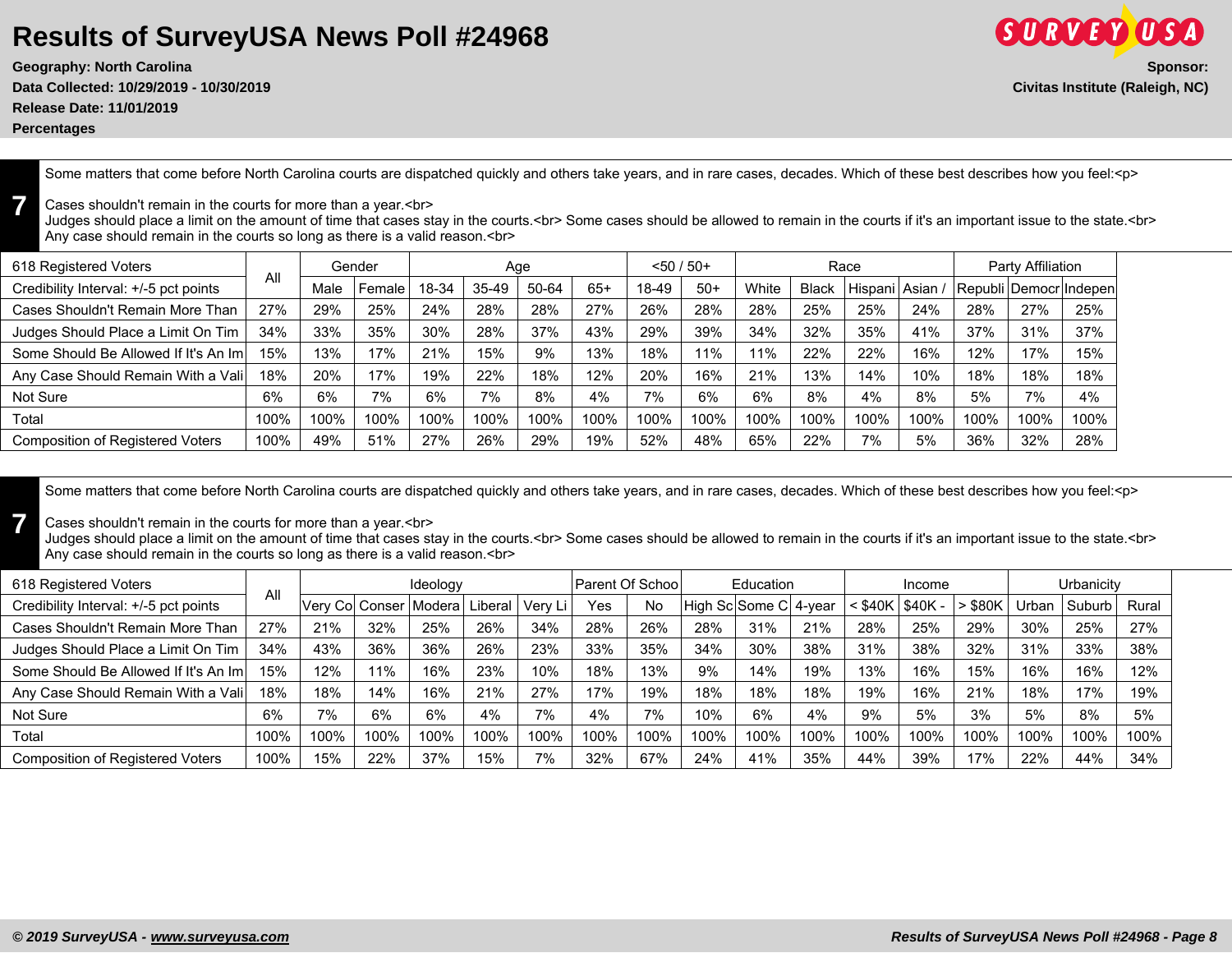# Results of SurveyUSA News Poll #24968

**Geography: North Carolina**
**Data Collected: 10/29/2019 - 10/30/2019**
**Release Date: 11/01/2019**
**Percentages**

**Sponsor:**
**Civitas Institute (Raleigh, NC)**

## 7

Some matters that come before North Carolina courts are dispatched quickly and others take years, and in rare cases, decades. Which of these best describes how you feel:<p>

Cases shouldn't remain in the courts for more than a year.<br>
Judges should place a limit on the amount of time that cases stay in the courts.<br> Some cases should be allowed to remain in the courts if it's an important issue to the state.<br>
Any case should remain in the courts so long as there is a valid reason.<br>

| 618 Registered Voters | All | Gender | | Age | | | | <50 / 50+ | | Race | | | | Party Affiliation | | |
|---|---|---|---|---|---|---|---|---|---|---|---|---|---|---|---|---|
| Credibility Interval: +/-5 pct points | | Male | Female | 18-34 | 35-49 | 50-64 | 65+ | 18-49 | 50+ | White | Black | Hispani | Asian / | Republi | Democr | Indepen |
| Cases Shouldn't Remain More Than | 27% | 29% | 25% | 24% | 28% | 28% | 27% | 26% | 28% | 28% | 25% | 25% | 24% | 28% | 27% | 25% |
| Judges Should Place a Limit On Tim | 34% | 33% | 35% | 30% | 28% | 37% | 43% | 29% | 39% | 34% | 32% | 35% | 41% | 37% | 31% | 37% |
| Some Should Be Allowed If It's An Im | 15% | 13% | 17% | 21% | 15% | 9% | 13% | 18% | 11% | 11% | 22% | 22% | 16% | 12% | 17% | 15% |
| Any Case Should Remain With a Vali | 18% | 20% | 17% | 19% | 22% | 18% | 12% | 20% | 16% | 21% | 13% | 14% | 10% | 18% | 18% | 18% |
| Not Sure | 6% | 6% | 7% | 6% | 7% | 8% | 4% | 7% | 6% | 6% | 8% | 4% | 8% | 5% | 7% | 4% |
| Total | 100% | 100% | 100% | 100% | 100% | 100% | 100% | 100% | 100% | 100% | 100% | 100% | 100% | 100% | 100% | 100% |
| Composition of Registered Voters | 100% | 49% | 51% | 27% | 26% | 29% | 19% | 52% | 48% | 65% | 22% | 7% | 5% | 36% | 32% | 28% |

## 7

Some matters that come before North Carolina courts are dispatched quickly and others take years, and in rare cases, decades. Which of these best describes how you feel:<p>

Cases shouldn't remain in the courts for more than a year.<br>
Judges should place a limit on the amount of time that cases stay in the courts.<br> Some cases should be allowed to remain in the courts if it's an important issue to the state.<br>
Any case should remain in the courts so long as there is a valid reason.<br>

| 618 Registered Voters | All | Ideology | | | | | Parent Of Schoo | | Education | | | Income | | | Urbanicity | | |
|---|---|---|---|---|---|---|---|---|---|---|---|---|---|---|---|---|---|
| Credibility Interval: +/-5 pct points | | Very Co | Conser | Modera | Liberal | Very Li | Yes | No | High Sc | Some C | 4-year | < $40K | $40K - | > $80K | Urban | Suburb | Rural |
| Cases Shouldn't Remain More Than | 27% | 21% | 32% | 25% | 26% | 34% | 28% | 26% | 28% | 31% | 21% | 28% | 25% | 29% | 30% | 25% | 27% |
| Judges Should Place a Limit On Tim | 34% | 43% | 36% | 36% | 26% | 23% | 33% | 35% | 34% | 30% | 38% | 31% | 38% | 32% | 31% | 33% | 38% |
| Some Should Be Allowed If It's An Im | 15% | 12% | 11% | 16% | 23% | 10% | 18% | 13% | 9% | 14% | 19% | 13% | 16% | 15% | 16% | 16% | 12% |
| Any Case Should Remain With a Vali | 18% | 18% | 14% | 16% | 21% | 27% | 17% | 19% | 18% | 18% | 18% | 19% | 16% | 21% | 18% | 17% | 19% |
| Not Sure | 6% | 7% | 6% | 6% | 4% | 7% | 4% | 7% | 10% | 6% | 4% | 9% | 5% | 3% | 5% | 8% | 5% |
| Total | 100% | 100% | 100% | 100% | 100% | 100% | 100% | 100% | 100% | 100% | 100% | 100% | 100% | 100% | 100% | 100% | 100% |
| Composition of Registered Voters | 100% | 15% | 22% | 37% | 15% | 7% | 32% | 67% | 24% | 41% | 35% | 44% | 39% | 17% | 22% | 44% | 34% |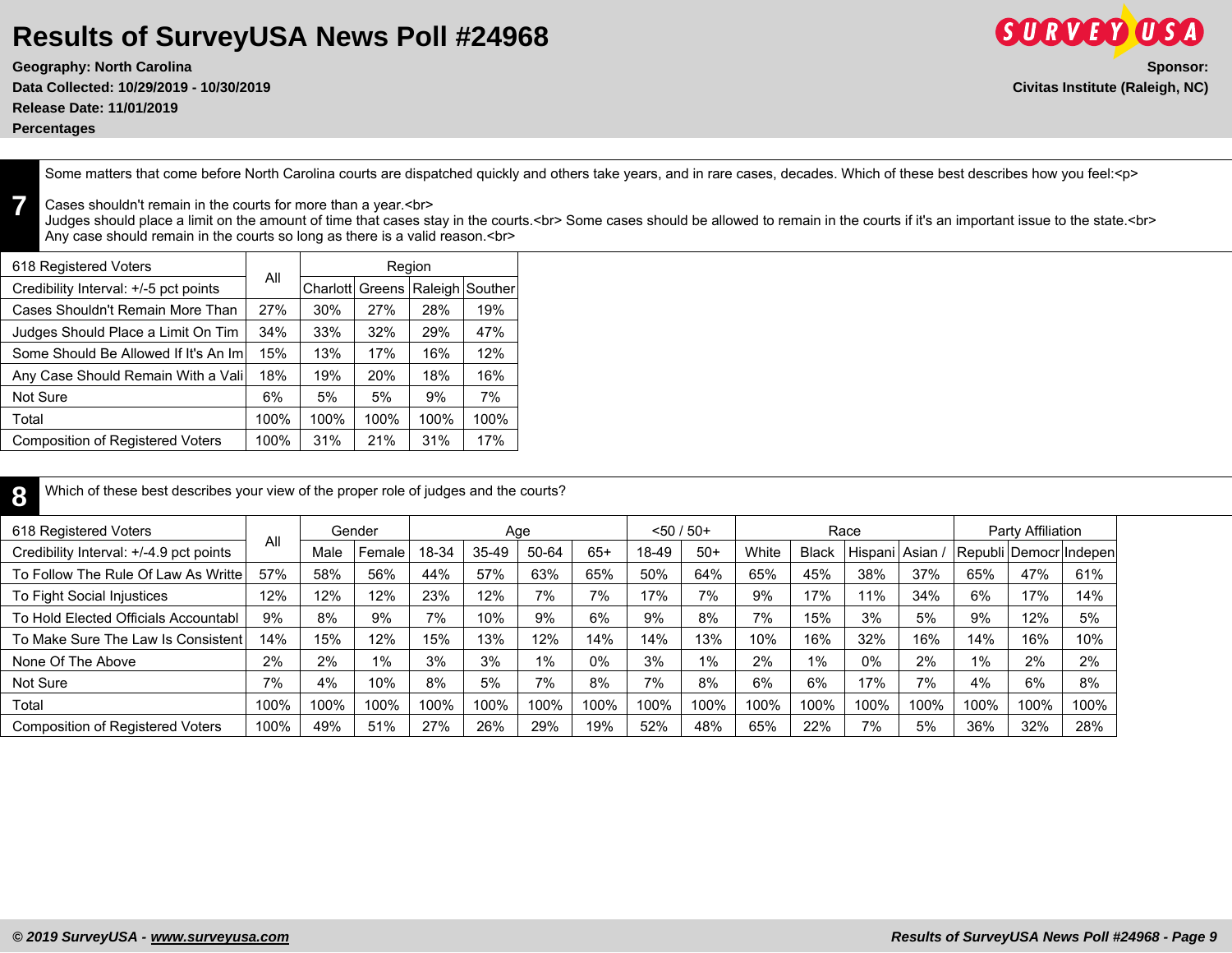# Results of SurveyUSA News Poll #24968

**Geography: North Carolina**
**Data Collected: 10/29/2019 - 10/30/2019**
**Release Date: 11/01/2019**
**Percentages**

**Sponsor:**
**Civitas Institute (Raleigh, NC)**

## 7

Some matters that come before North Carolina courts are dispatched quickly and others take years, and in rare cases, decades. Which of these best describes how you feel:<p>

Cases shouldn't remain in the courts for more than a year.<br>
Judges should place a limit on the amount of time that cases stay in the courts.<br> Some cases should be allowed to remain in the courts if it's an important issue to the state.<br>
Any case should remain in the courts so long as there is a valid reason.<br>

| 618 Registered Voters | All | Region | | | |
|---|---|---|---|---|---|
| Credibility Interval: +/-5 pct points | | Charlott | Greens | Raleigh | Souther |
| Cases Shouldn't Remain More Than | 27% | 30% | 27% | 28% | 19% |
| Judges Should Place a Limit On Tim | 34% | 33% | 32% | 29% | 47% |
| Some Should Be Allowed If It's An Im | 15% | 13% | 17% | 16% | 12% |
| Any Case Should Remain With a Vali | 18% | 19% | 20% | 18% | 16% |
| Not Sure | 6% | 5% | 5% | 9% | 7% |
| Total | 100% | 100% | 100% | 100% | 100% |
| Composition of Registered Voters | 100% | 31% | 21% | 31% | 17% |

## 8

Which of these best describes your view of the proper role of judges and the courts?

| 618 Registered Voters | All | Gender | | Age | | | | <50 / 50+ | | Race | | | | Party Affiliation | | |
|---|---|---|---|---|---|---|---|---|---|---|---|---|---|---|---|---|
| Credibility Interval: +/-4.9 pct points | | Male | Female | 18-34 | 35-49 | 50-64 | 65+ | 18-49 | 50+ | White | Black | Hispani | Asian / | Republi | Democr | Indepen |
| To Follow The Rule Of Law As Writte | 57% | 58% | 56% | 44% | 57% | 63% | 65% | 50% | 64% | 65% | 45% | 38% | 37% | 65% | 47% | 61% |
| To Fight Social Injustices | 12% | 12% | 12% | 23% | 12% | 7% | 7% | 17% | 7% | 9% | 17% | 11% | 34% | 6% | 17% | 14% |
| To Hold Elected Officials Accountabl | 9% | 8% | 9% | 7% | 10% | 9% | 6% | 9% | 8% | 7% | 15% | 3% | 5% | 9% | 12% | 5% |
| To Make Sure The Law Is Consistent | 14% | 15% | 12% | 15% | 13% | 12% | 14% | 14% | 13% | 10% | 16% | 32% | 16% | 14% | 16% | 10% |
| None Of The Above | 2% | 2% | 1% | 3% | 3% | 1% | 0% | 3% | 1% | 2% | 1% | 0% | 2% | 1% | 2% | 2% |
| Not Sure | 7% | 4% | 10% | 8% | 5% | 7% | 8% | 7% | 8% | 6% | 6% | 17% | 7% | 4% | 6% | 8% |
| Total | 100% | 100% | 100% | 100% | 100% | 100% | 100% | 100% | 100% | 100% | 100% | 100% | 100% | 100% | 100% | 100% |
| Composition of Registered Voters | 100% | 49% | 51% | 27% | 26% | 29% | 19% | 52% | 48% | 65% | 22% | 7% | 5% | 36% | 32% | 28% |

© 2019 SurveyUSA - www.surveyusa.com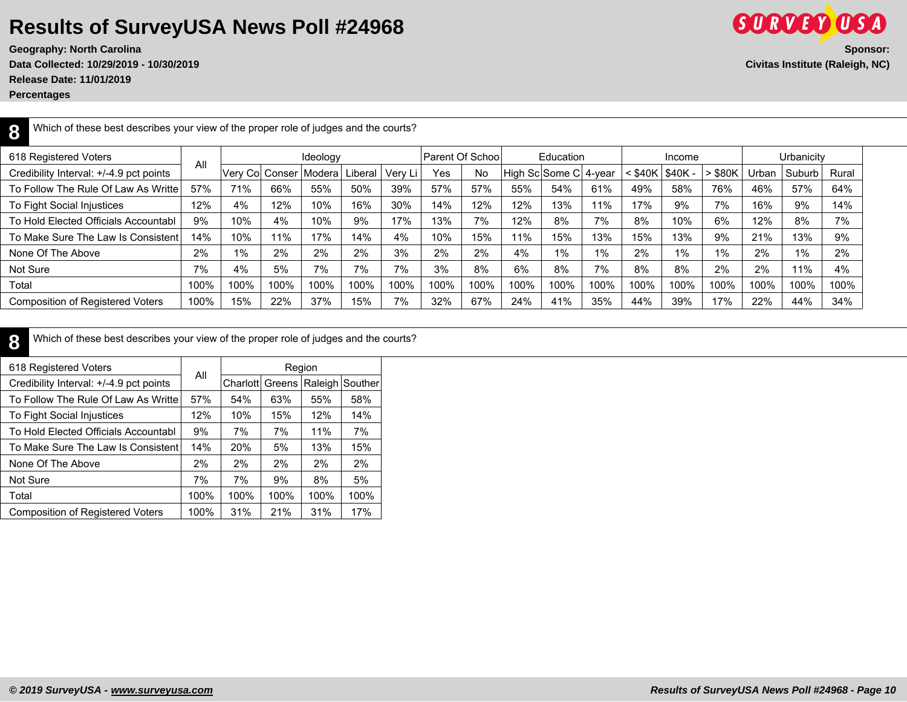# Results of SurveyUSA News Poll #24968

**Geography: North Carolina**
**Data Collected: 10/29/2019 - 10/30/2019**
**Release Date: 11/01/2019**
**Percentages**

**Sponsor:**
**Civitas Institute (Raleigh, NC)**

## 8 Which of these best describes your view of the proper role of judges and the courts?

| 618 Registered Voters | All | Ideology | | | | | Parent Of Schoo | | Education | | | Income | | | Urbanicity | | |
|---|---|---|---|---|---|---|---|---|---|---|---|---|---|---|---|---|---|
| Credibility Interval: +/-4.9 pct points | | Very Co | Conser | Modera | Liberal | Very Li | Yes | No | High Sc | Some C | 4-year | < $40K | $40K - | > $80K | Urban | Suburb | Rural |
| To Follow The Rule Of Law As Writte | 57% | 71% | 66% | 55% | 50% | 39% | 57% | 57% | 55% | 54% | 61% | 49% | 58% | 76% | 46% | 57% | 64% |
| To Fight Social Injustices | 12% | 4% | 12% | 10% | 16% | 30% | 14% | 12% | 12% | 13% | 11% | 17% | 9% | 7% | 16% | 9% | 14% |
| To Hold Elected Officials Accountabl | 9% | 10% | 4% | 10% | 9% | 17% | 13% | 7% | 12% | 8% | 7% | 8% | 10% | 6% | 12% | 8% | 7% |
| To Make Sure The Law Is Consistent | 14% | 10% | 11% | 17% | 14% | 4% | 10% | 15% | 11% | 15% | 13% | 15% | 13% | 9% | 21% | 13% | 9% |
| None Of The Above | 2% | 1% | 2% | 2% | 2% | 3% | 2% | 2% | 4% | 1% | 1% | 2% | 1% | 1% | 2% | 1% | 2% |
| Not Sure | 7% | 4% | 5% | 7% | 7% | 7% | 3% | 8% | 6% | 8% | 7% | 8% | 8% | 2% | 2% | 11% | 4% |
| Total | 100% | 100% | 100% | 100% | 100% | 100% | 100% | 100% | 100% | 100% | 100% | 100% | 100% | 100% | 100% | 100% | 100% |
| Composition of Registered Voters | 100% | 15% | 22% | 37% | 15% | 7% | 32% | 67% | 24% | 41% | 35% | 44% | 39% | 17% | 22% | 44% | 34% |

## 8 Which of these best describes your view of the proper role of judges and the courts?

| 618 Registered Voters | All | Region | | | |
|---|---|---|---|---|---|
| Credibility Interval: +/-4.9 pct points | | Charlott | Greens | Raleigh | Souther |
| To Follow The Rule Of Law As Writte | 57% | 54% | 63% | 55% | 58% |
| To Fight Social Injustices | 12% | 10% | 15% | 12% | 14% |
| To Hold Elected Officials Accountabl | 9% | 7% | 7% | 11% | 7% |
| To Make Sure The Law Is Consistent | 14% | 20% | 5% | 13% | 15% |
| None Of The Above | 2% | 2% | 2% | 2% | 2% |
| Not Sure | 7% | 7% | 9% | 8% | 5% |
| Total | 100% | 100% | 100% | 100% | 100% |
| Composition of Registered Voters | 100% | 31% | 21% | 31% | 17% |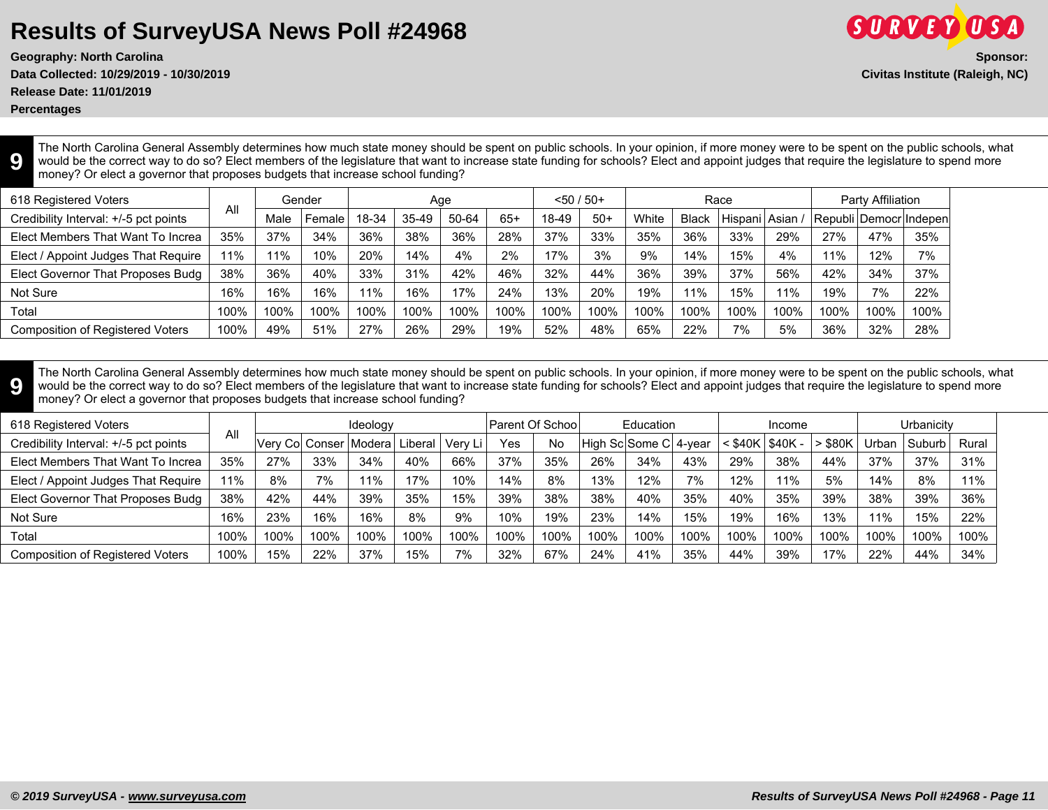# Results of SurveyUSA News Poll #24968

**Geography: North Carolina**
**Data Collected: 10/29/2019 - 10/30/2019**
**Release Date: 11/01/2019**
**Percentages**

**Sponsor:**
**Civitas Institute (Raleigh, NC)**

**9** The North Carolina General Assembly determines how much state money should be spent on public schools. In your opinion, if more money were to be spent on the public schools, what would be the correct way to do so? Elect members of the legislature that want to increase state funding for schools? Elect and appoint judges that require the legislature to spend more money? Or elect a governor that proposes budgets that increase school funding?

| 618 Registered Voters | All | Gender | | Age | | | | <50 / 50+ | | Race | | | | Party Affiliation | | |
|---|---|---|---|---|---|---|---|---|---|---|---|---|---|---|---|---|
| Credibility Interval: +/-5 pct points | | Male | Female | 18-34 | 35-49 | 50-64 | 65+ | 18-49 | 50+ | White | Black | Hispani | Asian / | Republi | Democr | Indepen |
| Elect Members That Want To Increa | 35% | 37% | 34% | 36% | 38% | 36% | 28% | 37% | 33% | 35% | 36% | 33% | 29% | 27% | 47% | 35% |
| Elect / Appoint Judges That Require | 11% | 11% | 10% | 20% | 14% | 4% | 2% | 17% | 3% | 9% | 14% | 15% | 4% | 11% | 12% | 7% |
| Elect Governor That Proposes Budg | 38% | 36% | 40% | 33% | 31% | 42% | 46% | 32% | 44% | 36% | 39% | 37% | 56% | 42% | 34% | 37% |
| Not Sure | 16% | 16% | 16% | 11% | 16% | 17% | 24% | 13% | 20% | 19% | 11% | 15% | 11% | 19% | 7% | 22% |
| Total | 100% | 100% | 100% | 100% | 100% | 100% | 100% | 100% | 100% | 100% | 100% | 100% | 100% | 100% | 100% | 100% |
| Composition of Registered Voters | 100% | 49% | 51% | 27% | 26% | 29% | 19% | 52% | 48% | 65% | 22% | 7% | 5% | 36% | 32% | 28% |

**9** The North Carolina General Assembly determines how much state money should be spent on public schools. In your opinion, if more money were to be spent on the public schools, what would be the correct way to do so? Elect members of the legislature that want to increase state funding for schools? Elect and appoint judges that require the legislature to spend more money? Or elect a governor that proposes budgets that increase school funding?

| 618 Registered Voters | All | Ideology | | | | | Parent Of Schoo | | Education | | | Income | | | Urbanicity | | |
|---|---|---|---|---|---|---|---|---|---|---|---|---|---|---|---|---|---|
| Credibility Interval: +/-5 pct points | | Very Co | Conser | Modera | Liberal | Very Li | Yes | No | High Sc | Some C | 4-year | < $40K | $40K - | > $80K | Urban | Suburb | Rural |
| Elect Members That Want To Increa | 35% | 27% | 33% | 34% | 40% | 66% | 37% | 35% | 26% | 34% | 43% | 29% | 38% | 44% | 37% | 37% | 31% |
| Elect / Appoint Judges That Require | 11% | 8% | 7% | 11% | 17% | 10% | 14% | 8% | 13% | 12% | 7% | 12% | 11% | 5% | 14% | 8% | 11% |
| Elect Governor That Proposes Budg | 38% | 42% | 44% | 39% | 35% | 15% | 39% | 38% | 38% | 40% | 35% | 40% | 35% | 39% | 38% | 39% | 36% |
| Not Sure | 16% | 23% | 16% | 16% | 8% | 9% | 10% | 19% | 23% | 14% | 15% | 19% | 16% | 13% | 11% | 15% | 22% |
| Total | 100% | 100% | 100% | 100% | 100% | 100% | 100% | 100% | 100% | 100% | 100% | 100% | 100% | 100% | 100% | 100% | 100% |
| Composition of Registered Voters | 100% | 15% | 22% | 37% | 15% | 7% | 32% | 67% | 24% | 41% | 35% | 44% | 39% | 17% | 22% | 44% | 34% |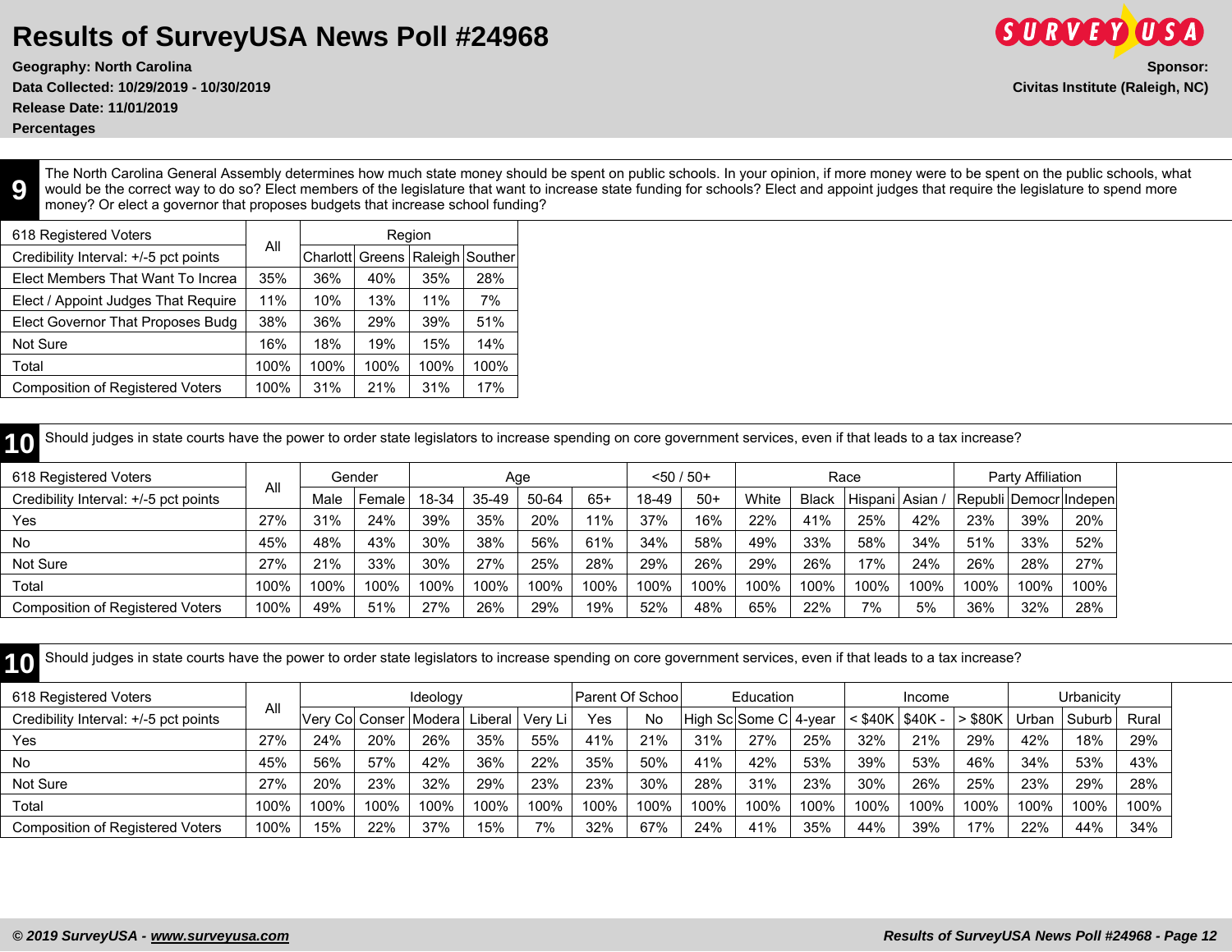# Results of SurveyUSA News Poll #24968

**Geography: North Carolina**
**Data Collected: 10/29/2019 - 10/30/2019**
**Release Date: 11/01/2019**
**Percentages**

**Sponsor:**
**Civitas Institute (Raleigh, NC)**

## 9

The North Carolina General Assembly determines how much state money should be spent on public schools. In your opinion, if more money were to be spent on the public schools, what would be the correct way to do so? Elect members of the legislature that want to increase state funding for schools? Elect and appoint judges that require the legislature to spend more money? Or elect a governor that proposes budgets that increase school funding?

| 618 Registered Voters | All | Region | | | |
|---|---|---|---|---|---|
| Credibility Interval: +/-5 pct points | | Charlott | Greens | Raleigh | Souther |
| Elect Members That Want To Increa | 35% | 36% | 40% | 35% | 28% |
| Elect / Appoint Judges That Require | 11% | 10% | 13% | 11% | 7% |
| Elect Governor That Proposes Budg | 38% | 36% | 29% | 39% | 51% |
| Not Sure | 16% | 18% | 19% | 15% | 14% |
| Total | 100% | 100% | 100% | 100% | 100% |
| Composition of Registered Voters | 100% | 31% | 21% | 31% | 17% |

## 10

Should judges in state courts have the power to order state legislators to increase spending on core government services, even if that leads to a tax increase?

| 618 Registered Voters | All | Gender | | Age | | | | <50 / 50+ | | Race | | | | Party Affiliation | | |
|---|---|---|---|---|---|---|---|---|---|---|---|---|---|---|---|---|
| Credibility Interval: +/-5 pct points | | Male | Female | 18-34 | 35-49 | 50-64 | 65+ | 18-49 | 50+ | White | Black | Hispani | Asian / | Republi | Democr | Indepen |
| Yes | 27% | 31% | 24% | 39% | 35% | 20% | 11% | 37% | 16% | 22% | 41% | 25% | 42% | 23% | 39% | 20% |
| No | 45% | 48% | 43% | 30% | 38% | 56% | 61% | 34% | 58% | 49% | 33% | 58% | 34% | 51% | 33% | 52% |
| Not Sure | 27% | 21% | 33% | 30% | 27% | 25% | 28% | 29% | 26% | 29% | 26% | 17% | 24% | 26% | 28% | 27% |
| Total | 100% | 100% | 100% | 100% | 100% | 100% | 100% | 100% | 100% | 100% | 100% | 100% | 100% | 100% | 100% | 100% |
| Composition of Registered Voters | 100% | 49% | 51% | 27% | 26% | 29% | 19% | 52% | 48% | 65% | 22% | 7% | 5% | 36% | 32% | 28% |

## 10

Should judges in state courts have the power to order state legislators to increase spending on core government services, even if that leads to a tax increase?

| 618 Registered Voters | All | Ideology | | | | | Parent Of Schoo | | Education | | | Income | | | Urbanicity | | |
|---|---|---|---|---|---|---|---|---|---|---|---|---|---|---|---|---|---|
| Credibility Interval: +/-5 pct points | | Very Co | Conser | Modera | Liberal | Very Li | Yes | No | High Sc | Some C | 4-year | < $40K | $40K - | > $80K | Urban | Suburb | Rural |
| Yes | 27% | 24% | 20% | 26% | 35% | 55% | 41% | 21% | 31% | 27% | 25% | 32% | 21% | 29% | 42% | 18% | 29% |
| No | 45% | 56% | 57% | 42% | 36% | 22% | 35% | 50% | 41% | 42% | 53% | 39% | 53% | 46% | 34% | 53% | 43% |
| Not Sure | 27% | 20% | 23% | 32% | 29% | 23% | 23% | 30% | 28% | 31% | 23% | 30% | 26% | 25% | 23% | 29% | 28% |
| Total | 100% | 100% | 100% | 100% | 100% | 100% | 100% | 100% | 100% | 100% | 100% | 100% | 100% | 100% | 100% | 100% | 100% |
| Composition of Registered Voters | 100% | 15% | 22% | 37% | 15% | 7% | 32% | 67% | 24% | 41% | 35% | 44% | 39% | 17% | 22% | 44% | 34% |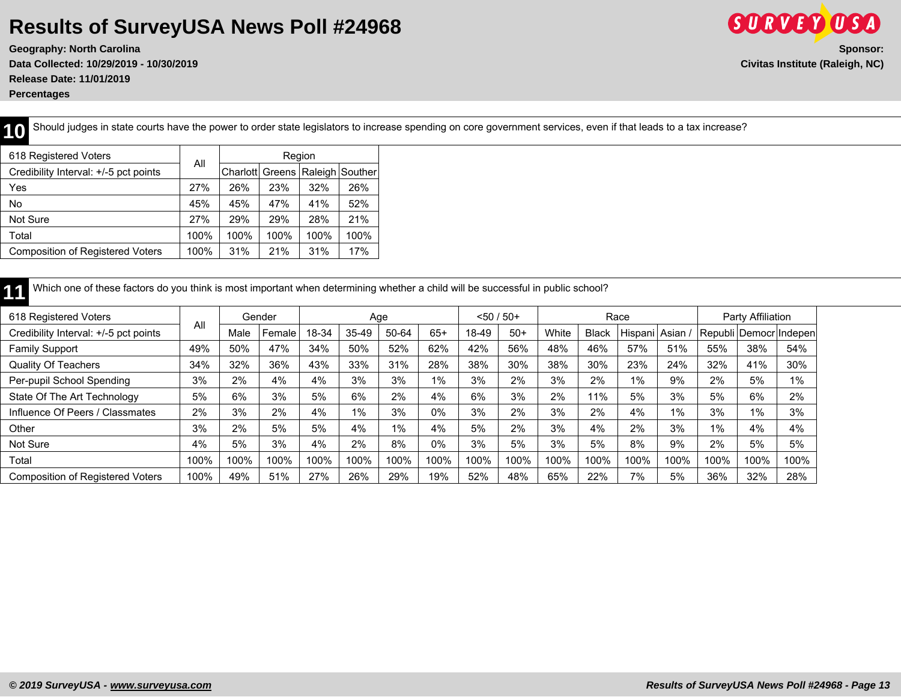# Results of SurveyUSA News Poll #24968

**Geography: North Carolina**
**Data Collected: 10/29/2019 - 10/30/2019**
**Release Date: 11/01/2019**
**Percentages**

**Sponsor:**
**Civitas Institute (Raleigh, NC)**

## 10 Should judges in state courts have the power to order state legislators to increase spending on core government services, even if that leads to a tax increase?

| 618 Registered Voters | All | Region | | | |
|---|---|---|---|---|---|
| Credibility Interval: +/-5 pct points | | Charlott | Greens | Raleigh | Souther |
| Yes | 27% | 26% | 23% | 32% | 26% |
| No | 45% | 45% | 47% | 41% | 52% |
| Not Sure | 27% | 29% | 29% | 28% | 21% |
| Total | 100% | 100% | 100% | 100% | 100% |
| Composition of Registered Voters | 100% | 31% | 21% | 31% | 17% |

## 11 Which one of these factors do you think is most important when determining whether a child will be successful in public school?

| 618 Registered Voters | All | Gender | | Age | | | | <50 / 50+ | | Race | | | | Party Affiliation | | |
|---|---|---|---|---|---|---|---|---|---|---|---|---|---|---|---|---|
| Credibility Interval: +/-5 pct points | | Male | Female | 18-34 | 35-49 | 50-64 | 65+ | 18-49 | 50+ | White | Black | Hispani | Asian / | Republi | Democr | Indepen |
| Family Support | 49% | 50% | 47% | 34% | 50% | 52% | 62% | 42% | 56% | 48% | 46% | 57% | 51% | 55% | 38% | 54% |
| Quality Of Teachers | 34% | 32% | 36% | 43% | 33% | 31% | 28% | 38% | 30% | 38% | 30% | 23% | 24% | 32% | 41% | 30% |
| Per-pupil School Spending | 3% | 2% | 4% | 4% | 3% | 3% | 1% | 3% | 2% | 3% | 2% | 1% | 9% | 2% | 5% | 1% |
| State Of The Art Technology | 5% | 6% | 3% | 5% | 6% | 2% | 4% | 6% | 3% | 2% | 11% | 5% | 3% | 5% | 6% | 2% |
| Influence Of Peers / Classmates | 2% | 3% | 2% | 4% | 1% | 3% | 0% | 3% | 2% | 3% | 2% | 4% | 1% | 3% | 1% | 3% |
| Other | 3% | 2% | 5% | 5% | 4% | 1% | 4% | 5% | 2% | 3% | 4% | 2% | 3% | 1% | 4% | 4% |
| Not Sure | 4% | 5% | 3% | 4% | 2% | 8% | 0% | 3% | 5% | 3% | 5% | 8% | 9% | 2% | 5% | 5% |
| Total | 100% | 100% | 100% | 100% | 100% | 100% | 100% | 100% | 100% | 100% | 100% | 100% | 100% | 100% | 100% | 100% |
| Composition of Registered Voters | 100% | 49% | 51% | 27% | 26% | 29% | 19% | 52% | 48% | 65% | 22% | 7% | 5% | 36% | 32% | 28% |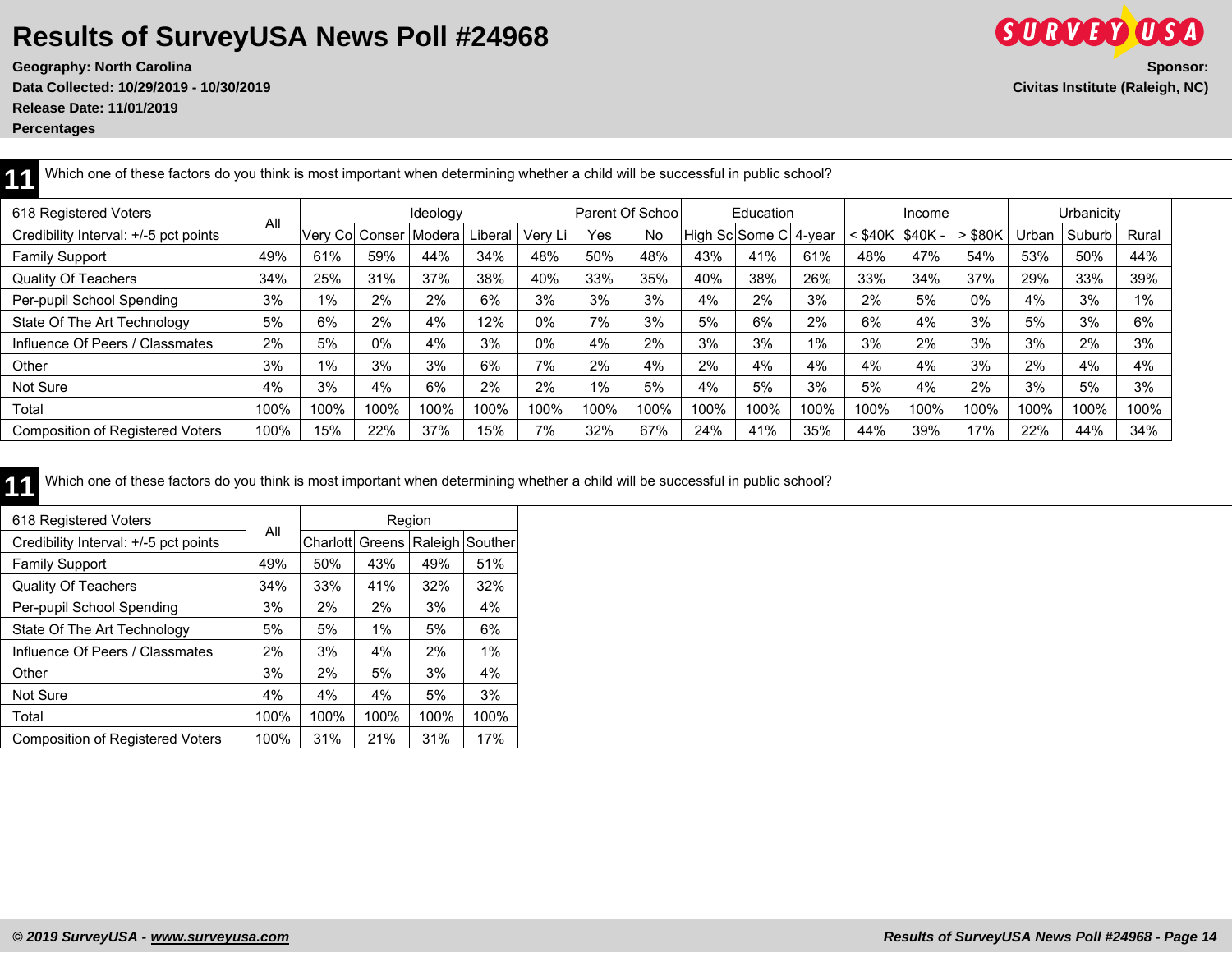# Results of SurveyUSA News Poll #24968

**Geography: North Carolina**
**Data Collected: 10/29/2019 - 10/30/2019**
**Release Date: 11/01/2019**
**Percentages**

**Sponsor:**
**Civitas Institute (Raleigh, NC)**

## 11 Which one of these factors do you think is most important when determining whether a child will be successful in public school?

| 618 Registered Voters | All | Ideology | | | | | Parent Of Schoo | | Education | | | Income | | | Urbanicity | | |
|---|---|---|---|---|---|---|---|---|---|---|---|---|---|---|---|---|---|
| Credibility Interval: +/-5 pct points | | Very Co | Conser | Modera | Liberal | Very Li | Yes | No | High Sc | Some C | 4-year | < $40K | $40K - | > $80K | Urban | Suburb | Rural |
| Family Support | 49% | 61% | 59% | 44% | 34% | 48% | 50% | 48% | 43% | 41% | 61% | 48% | 47% | 54% | 53% | 50% | 44% |
| Quality Of Teachers | 34% | 25% | 31% | 37% | 38% | 40% | 33% | 35% | 40% | 38% | 26% | 33% | 34% | 37% | 29% | 33% | 39% |
| Per-pupil School Spending | 3% | 1% | 2% | 2% | 6% | 3% | 3% | 3% | 4% | 2% | 3% | 2% | 5% | 0% | 4% | 3% | 1% |
| State Of The Art Technology | 5% | 6% | 2% | 4% | 12% | 0% | 7% | 3% | 5% | 6% | 2% | 6% | 4% | 3% | 5% | 3% | 6% |
| Influence Of Peers / Classmates | 2% | 5% | 0% | 4% | 3% | 0% | 4% | 2% | 3% | 3% | 1% | 3% | 2% | 3% | 3% | 2% | 3% |
| Other | 3% | 1% | 3% | 3% | 6% | 7% | 2% | 4% | 2% | 4% | 4% | 4% | 4% | 3% | 2% | 4% | 4% |
| Not Sure | 4% | 3% | 4% | 6% | 2% | 2% | 1% | 5% | 4% | 5% | 3% | 5% | 4% | 2% | 3% | 5% | 3% |
| Total | 100% | 100% | 100% | 100% | 100% | 100% | 100% | 100% | 100% | 100% | 100% | 100% | 100% | 100% | 100% | 100% | 100% |
| Composition of Registered Voters | 100% | 15% | 22% | 37% | 15% | 7% | 32% | 67% | 24% | 41% | 35% | 44% | 39% | 17% | 22% | 44% | 34% |

## 11 Which one of these factors do you think is most important when determining whether a child will be successful in public school?

| 618 Registered Voters | All | Region | | | |
|---|---|---|---|---|---|
| Credibility Interval: +/-5 pct points | | Charlott | Greens | Raleigh | Souther |
| Family Support | 49% | 50% | 43% | 49% | 51% |
| Quality Of Teachers | 34% | 33% | 41% | 32% | 32% |
| Per-pupil School Spending | 3% | 2% | 2% | 3% | 4% |
| State Of The Art Technology | 5% | 5% | 1% | 5% | 6% |
| Influence Of Peers / Classmates | 2% | 3% | 4% | 2% | 1% |
| Other | 3% | 2% | 5% | 3% | 4% |
| Not Sure | 4% | 4% | 4% | 5% | 3% |
| Total | 100% | 100% | 100% | 100% | 100% |
| Composition of Registered Voters | 100% | 31% | 21% | 31% | 17% |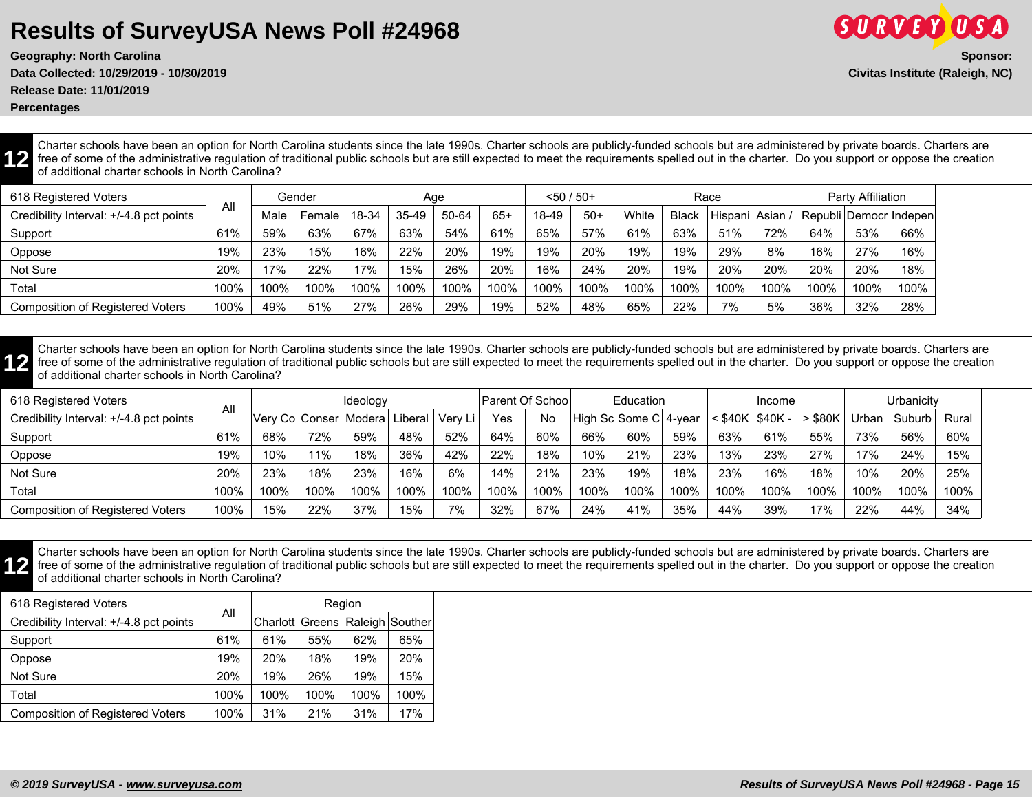# Results of SurveyUSA News Poll #24968

**Geography: North Carolina**
**Data Collected: 10/29/2019 - 10/30/2019**
**Release Date: 11/01/2019**
**Percentages**

**Sponsor:**
**Civitas Institute (Raleigh, NC)**

**12** Charter schools have been an option for North Carolina students since the late 1990s. Charter schools are publicly-funded schools but are administered by private boards. Charters are free of some of the administrative regulation of traditional public schools but are still expected to meet the requirements spelled out in the charter. Do you support or oppose the creation of additional charter schools in North Carolina?

| 618 Registered Voters | All | Gender | | Age | | | | <50 / 50+ | | Race | | | | Party Affiliation | | |
|---|---|---|---|---|---|---|---|---|---|---|---|---|---|---|---|---|
| Credibility Interval: +/-4.8 pct points | | Male | Female | 18-34 | 35-49 | 50-64 | 65+ | 18-49 | 50+ | White | Black | Hispani | Asian / | Republi | Democr | Indepen |
| Support | 61% | 59% | 63% | 67% | 63% | 54% | 61% | 65% | 57% | 61% | 63% | 51% | 72% | 64% | 53% | 66% |
| Oppose | 19% | 23% | 15% | 16% | 22% | 20% | 19% | 19% | 20% | 19% | 19% | 29% | 8% | 16% | 27% | 16% |
| Not Sure | 20% | 17% | 22% | 17% | 15% | 26% | 20% | 16% | 24% | 20% | 19% | 20% | 20% | 20% | 20% | 18% |
| Total | 100% | 100% | 100% | 100% | 100% | 100% | 100% | 100% | 100% | 100% | 100% | 100% | 100% | 100% | 100% | 100% |
| Composition of Registered Voters | 100% | 49% | 51% | 27% | 26% | 29% | 19% | 52% | 48% | 65% | 22% | 7% | 5% | 36% | 32% | 28% |

**12** Charter schools have been an option for North Carolina students since the late 1990s. Charter schools are publicly-funded schools but are administered by private boards. Charters are free of some of the administrative regulation of traditional public schools but are still expected to meet the requirements spelled out in the charter. Do you support or oppose the creation of additional charter schools in North Carolina?

| 618 Registered Voters | All | Ideology | | | | | Parent Of Schoo | | Education | | | Income | | | Urbanicity | | |
|---|---|---|---|---|---|---|---|---|---|---|---|---|---|---|---|---|---|
| Credibility Interval: +/-4.8 pct points | | Very Co | Conser | Modera | Liberal | Very Li | Yes | No | High Sc | Some C | 4-year | < $40K | $40K - | > $80K | Urban | Suburb | Rural |
| Support | 61% | 68% | 72% | 59% | 48% | 52% | 64% | 60% | 66% | 60% | 59% | 63% | 61% | 55% | 73% | 56% | 60% |
| Oppose | 19% | 10% | 11% | 18% | 36% | 42% | 22% | 18% | 10% | 21% | 23% | 13% | 23% | 27% | 17% | 24% | 15% |
| Not Sure | 20% | 23% | 18% | 23% | 16% | 6% | 14% | 21% | 23% | 19% | 18% | 23% | 16% | 18% | 10% | 20% | 25% |
| Total | 100% | 100% | 100% | 100% | 100% | 100% | 100% | 100% | 100% | 100% | 100% | 100% | 100% | 100% | 100% | 100% | 100% |
| Composition of Registered Voters | 100% | 15% | 22% | 37% | 15% | 7% | 32% | 67% | 24% | 41% | 35% | 44% | 39% | 17% | 22% | 44% | 34% |

**12** Charter schools have been an option for North Carolina students since the late 1990s. Charter schools are publicly-funded schools but are administered by private boards. Charters are free of some of the administrative regulation of traditional public schools but are still expected to meet the requirements spelled out in the charter. Do you support or oppose the creation of additional charter schools in North Carolina?

| 618 Registered Voters | All | Region | | | |
|---|---|---|---|---|---|
| Credibility Interval: +/-4.8 pct points | | Charlott | Greens | Raleigh | Souther |
| Support | 61% | 61% | 55% | 62% | 65% |
| Oppose | 19% | 20% | 18% | 19% | 20% |
| Not Sure | 20% | 19% | 26% | 19% | 15% |
| Total | 100% | 100% | 100% | 100% | 100% |
| Composition of Registered Voters | 100% | 31% | 21% | 31% | 17% |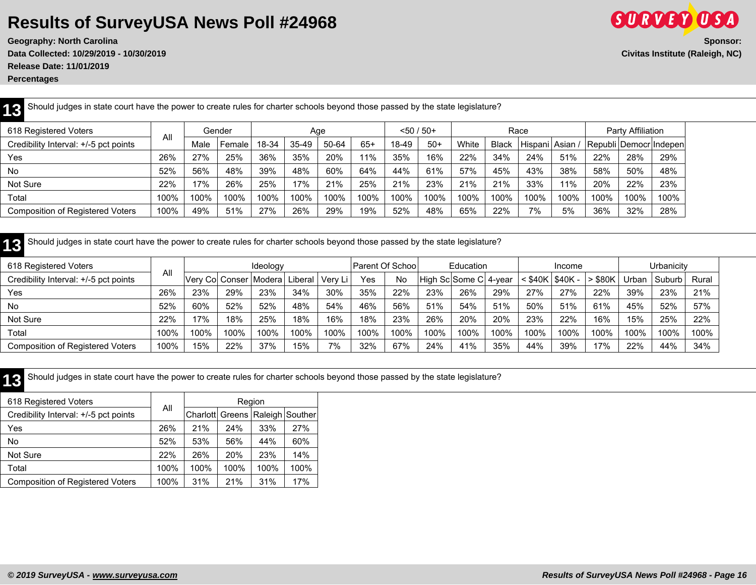# Results of SurveyUSA News Poll #24968

**Geography: North Carolina**
**Data Collected: 10/29/2019 - 10/30/2019**
**Release Date: 11/01/2019**
**Percentages**

**Sponsor:**
**Civitas Institute (Raleigh, NC)**

## 13 Should judges in state court have the power to create rules for charter schools beyond those passed by the state legislature?

| 618 Registered Voters | All | Gender | | Age | | | | <50 / 50+ | | Race | | | | Party Affiliation | | |
|---|---|---|---|---|---|---|---|---|---|---|---|---|---|---|---|---|
| Credibility Interval: +/-5 pct points | | Male | Female | 18-34 | 35-49 | 50-64 | 65+ | 18-49 | 50+ | White | Black | Hispani | Asian / | Republi | Democr | Indepen |
| Yes | 26% | 27% | 25% | 36% | 35% | 20% | 11% | 35% | 16% | 22% | 34% | 24% | 51% | 22% | 28% | 29% |
| No | 52% | 56% | 48% | 39% | 48% | 60% | 64% | 44% | 61% | 57% | 45% | 43% | 38% | 58% | 50% | 48% |
| Not Sure | 22% | 17% | 26% | 25% | 17% | 21% | 25% | 21% | 23% | 21% | 21% | 33% | 11% | 20% | 22% | 23% |
| Total | 100% | 100% | 100% | 100% | 100% | 100% | 100% | 100% | 100% | 100% | 100% | 100% | 100% | 100% | 100% | 100% |
| Composition of Registered Voters | 100% | 49% | 51% | 27% | 26% | 29% | 19% | 52% | 48% | 65% | 22% | 7% | 5% | 36% | 32% | 28% |

## 13 Should judges in state court have the power to create rules for charter schools beyond those passed by the state legislature?

| 618 Registered Voters | All | Ideology | | | | | Parent Of Schoo | | Education | | | Income | | | Urbanicity | | |
|---|---|---|---|---|---|---|---|---|---|---|---|---|---|---|---|---|---|
| Credibility Interval: +/-5 pct points | | Very Co | Conser | Modera | Liberal | Very Li | Yes | No | High Sc | Some C | 4-year | < $40K | $40K - | > $80K | Urban | Suburb | Rural |
| Yes | 26% | 23% | 29% | 23% | 34% | 30% | 35% | 22% | 23% | 26% | 29% | 27% | 27% | 22% | 39% | 23% | 21% |
| No | 52% | 60% | 52% | 52% | 48% | 54% | 46% | 56% | 51% | 54% | 51% | 50% | 51% | 61% | 45% | 52% | 57% |
| Not Sure | 22% | 17% | 18% | 25% | 18% | 16% | 18% | 23% | 26% | 20% | 20% | 23% | 22% | 16% | 15% | 25% | 22% |
| Total | 100% | 100% | 100% | 100% | 100% | 100% | 100% | 100% | 100% | 100% | 100% | 100% | 100% | 100% | 100% | 100% | 100% |
| Composition of Registered Voters | 100% | 15% | 22% | 37% | 15% | 7% | 32% | 67% | 24% | 41% | 35% | 44% | 39% | 17% | 22% | 44% | 34% |

## 13 Should judges in state court have the power to create rules for charter schools beyond those passed by the state legislature?

| 618 Registered Voters | All | Region | | | |
|---|---|---|---|---|---|
| Credibility Interval: +/-5 pct points | | Charlott | Greens | Raleigh | Souther |
| Yes | 26% | 21% | 24% | 33% | 27% |
| No | 52% | 53% | 56% | 44% | 60% |
| Not Sure | 22% | 26% | 20% | 23% | 14% |
| Total | 100% | 100% | 100% | 100% | 100% |
| Composition of Registered Voters | 100% | 31% | 21% | 31% | 17% |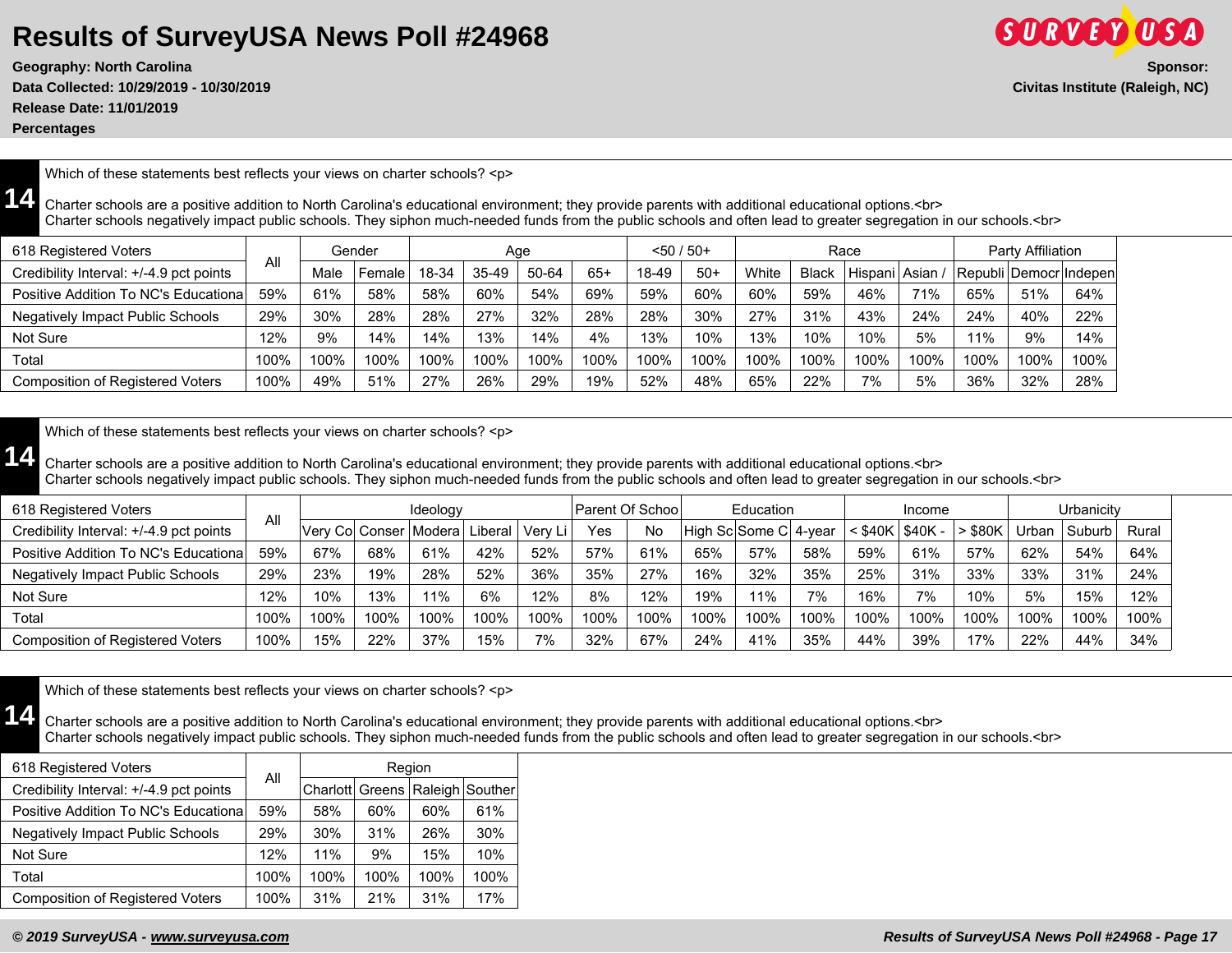# Results of SurveyUSA News Poll #24968

**Geography: North Carolina**
**Data Collected: 10/29/2019 - 10/30/2019**
**Release Date: 11/01/2019**
**Percentages**

**Sponsor:**
**Civitas Institute (Raleigh, NC)**

## 14

Which of these statements best reflects your views on charter schools? <p>

Charter schools are a positive addition to North Carolina's educational environment; they provide parents with additional educational options.<br>
Charter schools negatively impact public schools. They siphon much-needed funds from the public schools and often lead to greater segregation in our schools.<br>

| 618 Registered Voters | All | Gender | | Age | | | | <50 / 50+ | | Race | | | | Party Affiliation | | |
|---|---|---|---|---|---|---|---|---|---|---|---|---|---|---|---|---|
| Credibility Interval: +/-4.9 pct points | | Male | Female | 18-34 | 35-49 | 50-64 | 65+ | 18-49 | 50+ | White | Black | Hispani | Asian / | Republi | Democr | Indepen |
| Positive Addition To NC's Educationa | 59% | 61% | 58% | 58% | 60% | 54% | 69% | 59% | 60% | 60% | 59% | 46% | 71% | 65% | 51% | 64% |
| Negatively Impact Public Schools | 29% | 30% | 28% | 28% | 27% | 32% | 28% | 28% | 30% | 27% | 31% | 43% | 24% | 24% | 40% | 22% |
| Not Sure | 12% | 9% | 14% | 14% | 13% | 14% | 4% | 13% | 10% | 13% | 10% | 10% | 5% | 11% | 9% | 14% |
| Total | 100% | 100% | 100% | 100% | 100% | 100% | 100% | 100% | 100% | 100% | 100% | 100% | 100% | 100% | 100% | 100% |
| Composition of Registered Voters | 100% | 49% | 51% | 27% | 26% | 29% | 19% | 52% | 48% | 65% | 22% | 7% | 5% | 36% | 32% | 28% |

## 14

Which of these statements best reflects your views on charter schools? <p>

Charter schools are a positive addition to North Carolina's educational environment; they provide parents with additional educational options.<br>
Charter schools negatively impact public schools. They siphon much-needed funds from the public schools and often lead to greater segregation in our schools.<br>

| 618 Registered Voters | All | Ideology | | | | | Parent Of Schoo | | Education | | | Income | | | Urbanicity | | |
|---|---|---|---|---|---|---|---|---|---|---|---|---|---|---|---|---|---|
| Credibility Interval: +/-4.9 pct points | | Very Co | Conser | Modera | Liberal | Very Li | Yes | No | High Sc | Some C | 4-year | < $40K | $40K - | > $80K | Urban | Suburb | Rural |
| Positive Addition To NC's Educationa | 59% | 67% | 68% | 61% | 42% | 52% | 57% | 61% | 65% | 57% | 58% | 59% | 61% | 57% | 62% | 54% | 64% |
| Negatively Impact Public Schools | 29% | 23% | 19% | 28% | 52% | 36% | 35% | 27% | 16% | 32% | 35% | 25% | 31% | 33% | 33% | 31% | 24% |
| Not Sure | 12% | 10% | 13% | 11% | 6% | 12% | 8% | 12% | 19% | 11% | 7% | 16% | 7% | 10% | 5% | 15% | 12% |
| Total | 100% | 100% | 100% | 100% | 100% | 100% | 100% | 100% | 100% | 100% | 100% | 100% | 100% | 100% | 100% | 100% | 100% |
| Composition of Registered Voters | 100% | 15% | 22% | 37% | 15% | 7% | 32% | 67% | 24% | 41% | 35% | 44% | 39% | 17% | 22% | 44% | 34% |

## 14

Which of these statements best reflects your views on charter schools? <p>

Charter schools are a positive addition to North Carolina's educational environment; they provide parents with additional educational options.<br>
Charter schools negatively impact public schools. They siphon much-needed funds from the public schools and often lead to greater segregation in our schools.<br>

| 618 Registered Voters | All | Region | | | |
|---|---|---|---|---|---|
| Credibility Interval: +/-4.9 pct points | | Charlott | Greens | Raleigh | Souther |
| Positive Addition To NC's Educationa | 59% | 58% | 60% | 60% | 61% |
| Negatively Impact Public Schools | 29% | 30% | 31% | 26% | 30% |
| Not Sure | 12% | 11% | 9% | 15% | 10% |
| Total | 100% | 100% | 100% | 100% | 100% |
| Composition of Registered Voters | 100% | 31% | 21% | 31% | 17% |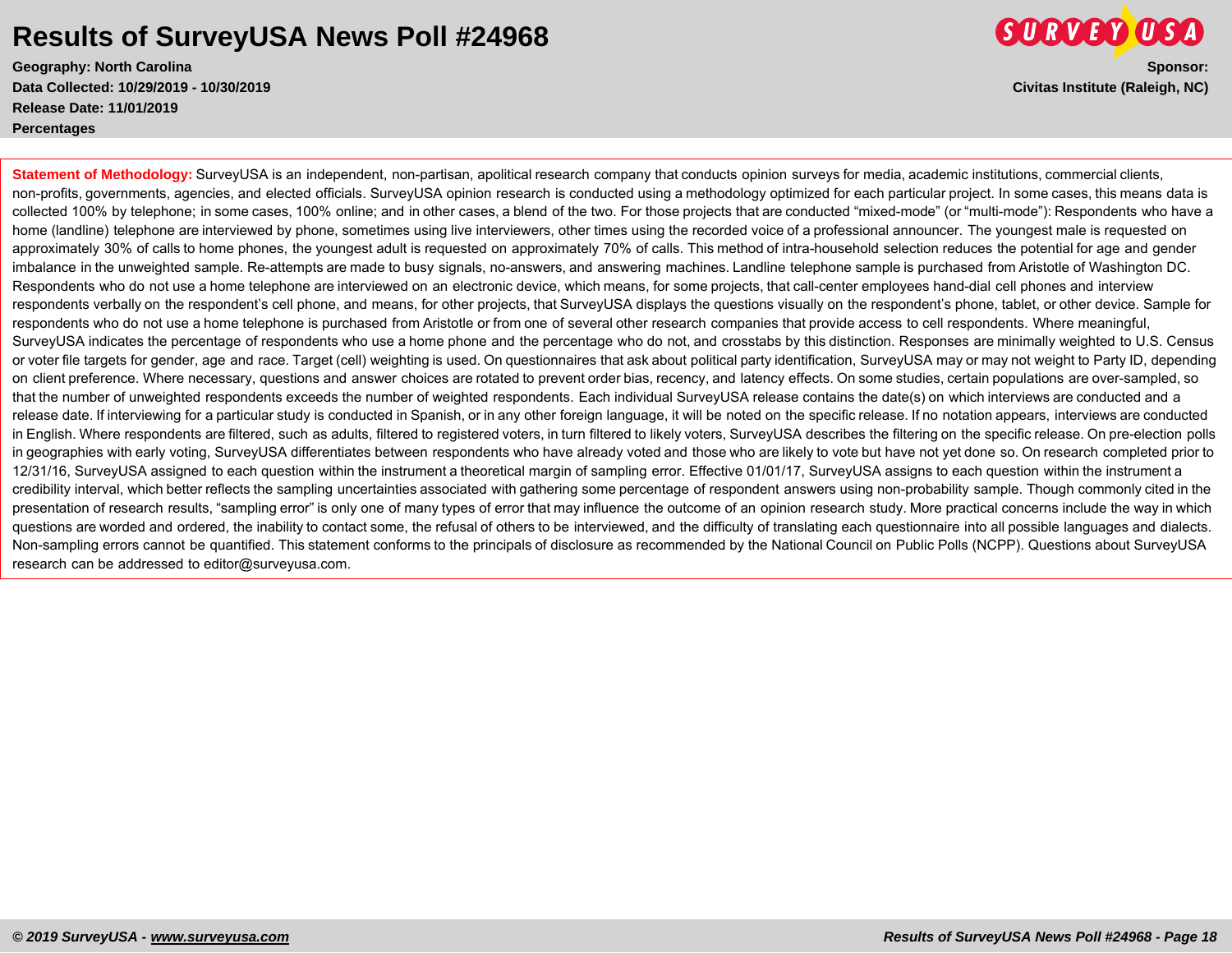# Results of SurveyUSA News Poll #24968

**Geography: North Carolina**
**Data Collected: 10/29/2019 - 10/30/2019**
**Release Date: 11/01/2019**
**Percentages**

**Sponsor:**
**Civitas Institute (Raleigh, NC)**

**Statement of Methodology:** SurveyUSA is an independent, non-partisan, apolitical research company that conducts opinion surveys for media, academic institutions, commercial clients, non-profits, governments, agencies, and elected officials. SurveyUSA opinion research is conducted using a methodology optimized for each particular project. In some cases, this means data is collected 100% by telephone; in some cases, 100% online; and in other cases, a blend of the two. For those projects that are conducted “mixed-mode” (or “multi-mode”): Respondents who have a home (landline) telephone are interviewed by phone, sometimes using live interviewers, other times using the recorded voice of a professional announcer. The youngest male is requested on approximately 30% of calls to home phones, the youngest adult is requested on approximately 70% of calls. This method of intra-household selection reduces the potential for age and gender imbalance in the unweighted sample. Re-attempts are made to busy signals, no-answers, and answering machines. Landline telephone sample is purchased from Aristotle of Washington DC. Respondents who do not use a home telephone are interviewed on an electronic device, which means, for some projects, that call-center employees hand-dial cell phones and interview respondents verbally on the respondent’s cell phone, and means, for other projects, that SurveyUSA displays the questions visually on the respondent’s phone, tablet, or other device. Sample for respondents who do not use a home telephone is purchased from Aristotle or from one of several other research companies that provide access to cell respondents. Where meaningful, SurveyUSA indicates the percentage of respondents who use a home phone and the percentage who do not, and crosstabs by this distinction. Responses are minimally weighted to U.S. Census or voter file targets for gender, age and race. Target (cell) weighting is used. On questionnaires that ask about political party identification, SurveyUSA may or may not weight to Party ID, depending on client preference. Where necessary, questions and answer choices are rotated to prevent order bias, recency, and latency effects. On some studies, certain populations are over-sampled, so that the number of unweighted respondents exceeds the number of weighted respondents. Each individual SurveyUSA release contains the date(s) on which interviews are conducted and a release date. If interviewing for a particular study is conducted in Spanish, or in any other foreign language, it will be noted on the specific release. If no notation appears, interviews are conducted in English. Where respondents are filtered, such as adults, filtered to registered voters, in turn filtered to likely voters, SurveyUSA describes the filtering on the specific release. On pre-election polls in geographies with early voting, SurveyUSA differentiates between respondents who have already voted and those who are likely to vote but have not yet done so. On research completed prior to 12/31/16, SurveyUSA assigned to each question within the instrument a theoretical margin of sampling error. Effective 01/01/17, SurveyUSA assigns to each question within the instrument a credibility interval, which better reflects the sampling uncertainties associated with gathering some percentage of respondent answers using non-probability sample. Though commonly cited in the presentation of research results, “sampling error” is only one of many types of error that may influence the outcome of an opinion research study. More practical concerns include the way in which questions are worded and ordered, the inability to contact some, the refusal of others to be interviewed, and the difficulty of translating each questionnaire into all possible languages and dialects. Non-sampling errors cannot be quantified. This statement conforms to the principals of disclosure as recommended by the National Council on Public Polls (NCPP). Questions about SurveyUSA research can be addressed to editor@surveyusa.com.